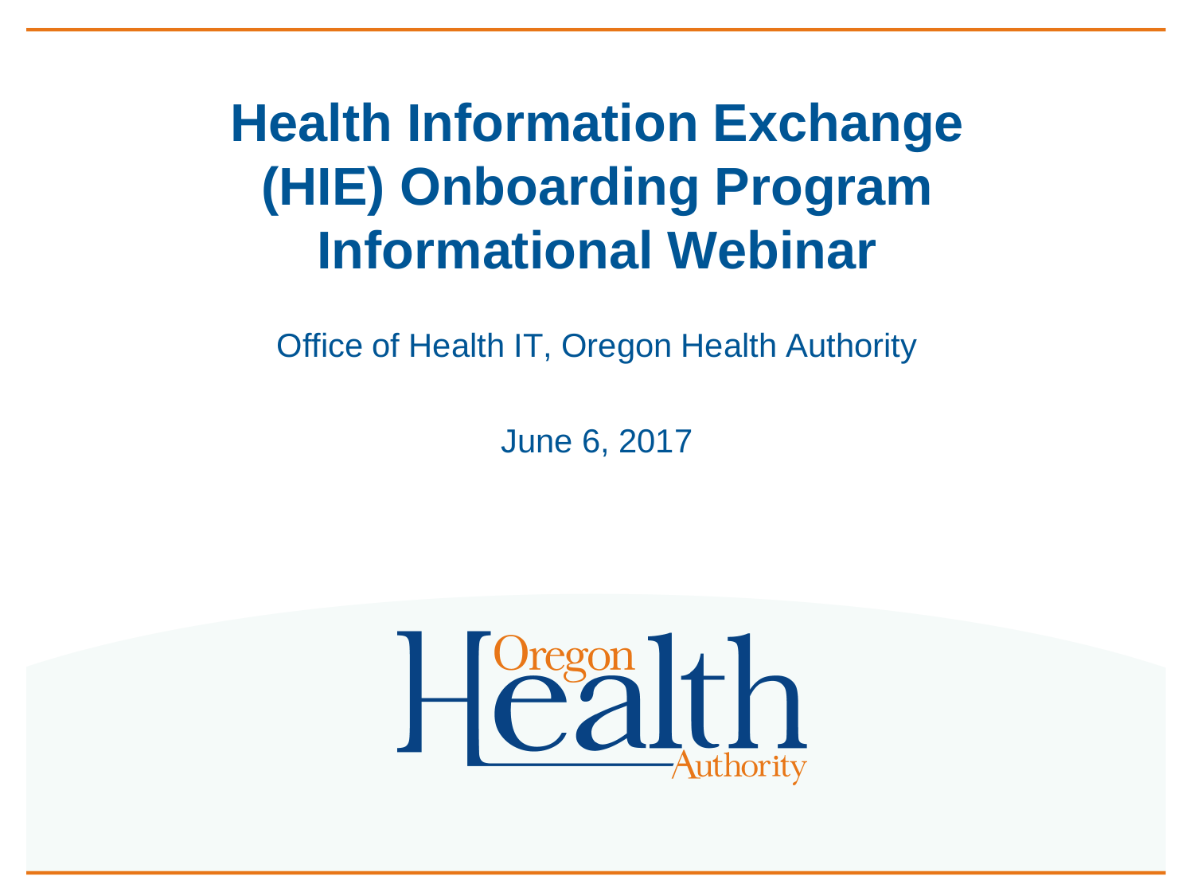# Health Information Exchange (HIE) Onboarding Program Informational Webinar

Office of Health IT, Oregon Health Authority

June 6, 2017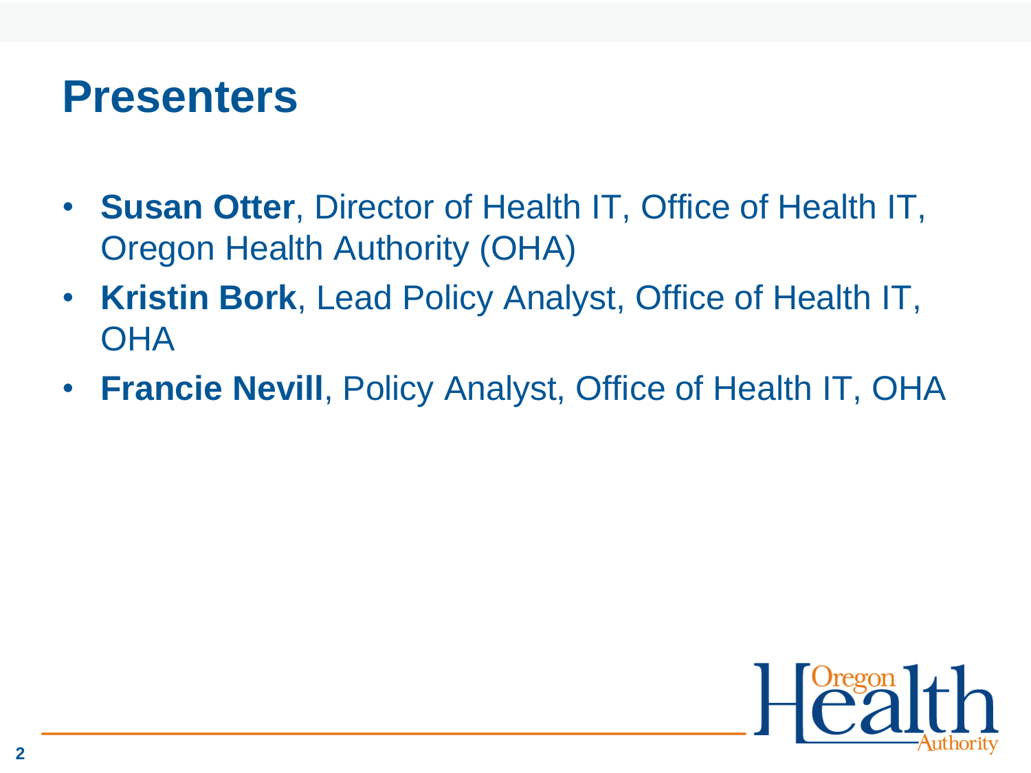# Presenters

- **Susan Otter**, Director of Health IT, Office of Health IT, Oregon Health Authority (OHA)
- **Kristin Bork**, Lead Policy Analyst, Office of Health IT, OHA
- **Francie Nevill**, Policy Analyst, Office of Health IT, OHA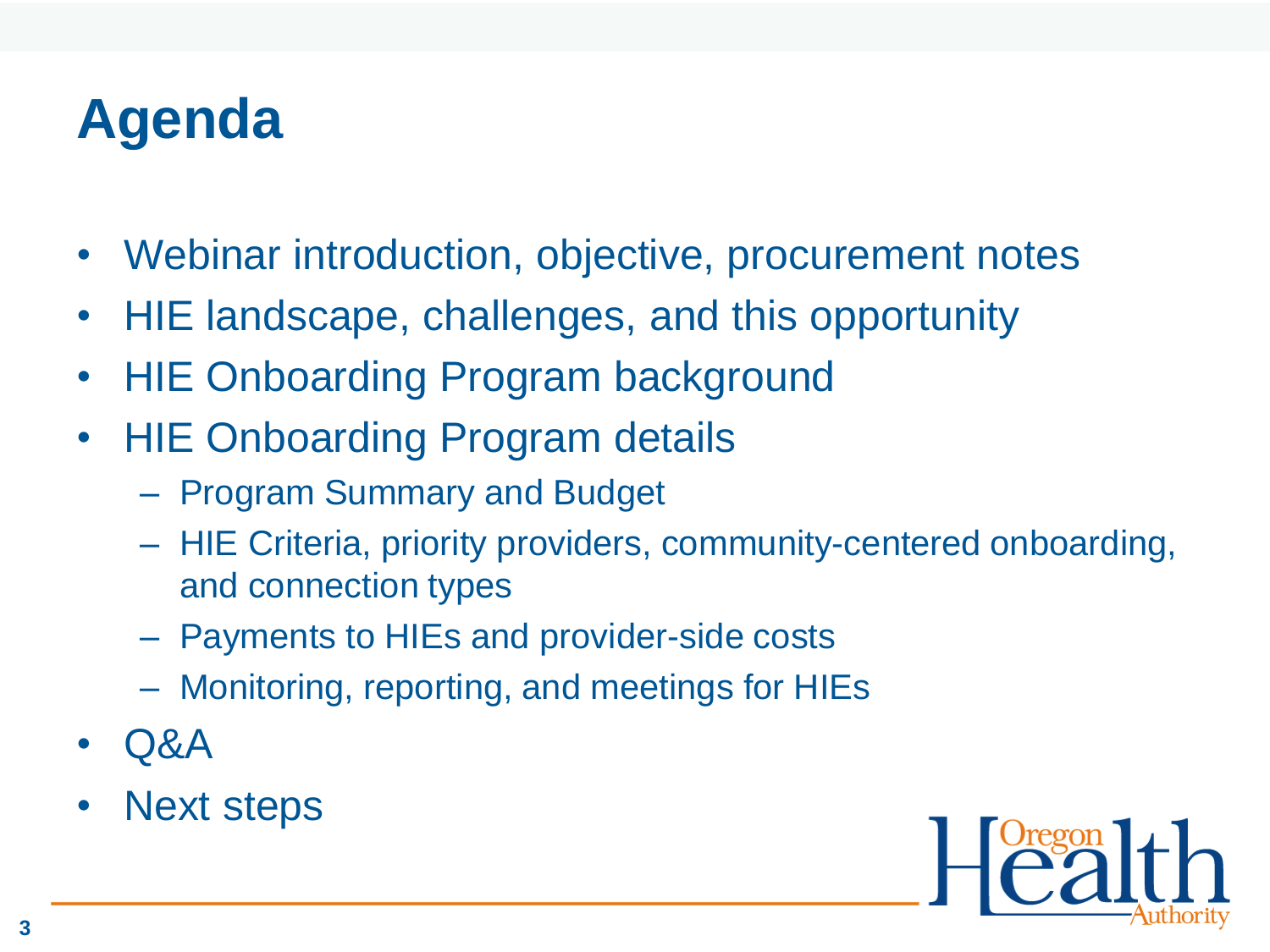# Agenda

- Webinar introduction, objective, procurement notes
- HIE landscape, challenges, and this opportunity
- HIE Onboarding Program background
- HIE Onboarding Program details
  - Program Summary and Budget
  - HIE Criteria, priority providers, community-centered onboarding, and connection types
  - Payments to HIEs and provider-side costs
  - Monitoring, reporting, and meetings for HIEs
- Q&A
- Next steps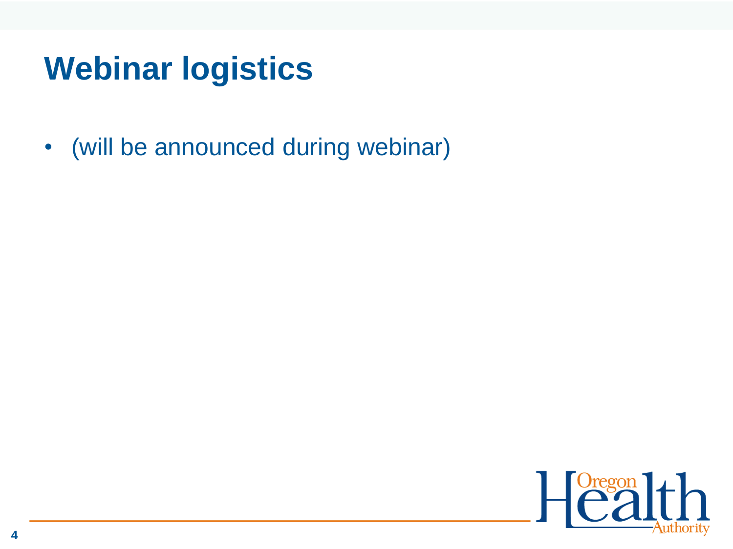# Webinar logistics

- (will be announced during webinar)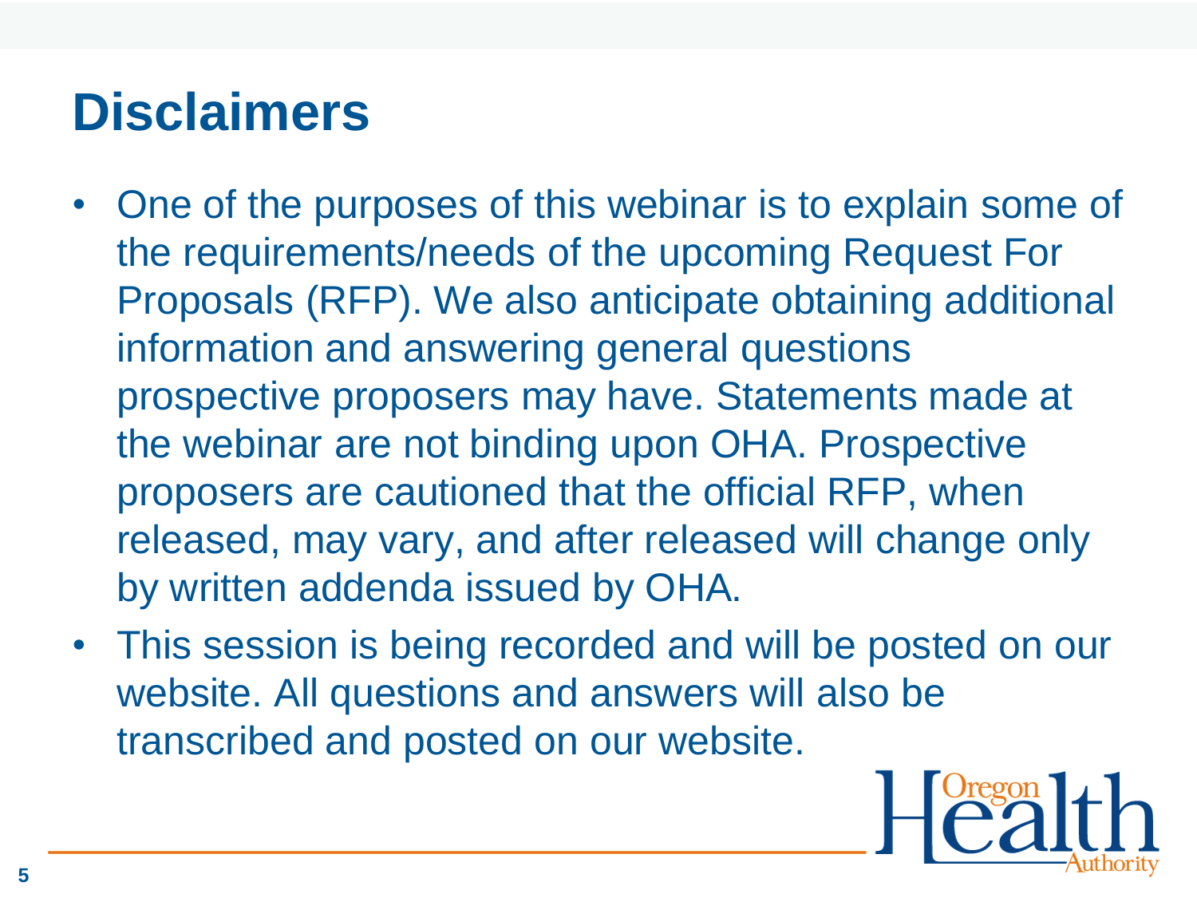# Disclaimers

- One of the purposes of this webinar is to explain some of the requirements/needs of the upcoming Request For Proposals (RFP). We also anticipate obtaining additional information and answering general questions prospective proposers may have. Statements made at the webinar are not binding upon OHA. Prospective proposers are cautioned that the official RFP, when released, may vary, and after released will change only by written addenda issued by OHA.
- This session is being recorded and will be posted on our website. All questions and answers will also be transcribed and posted on our website.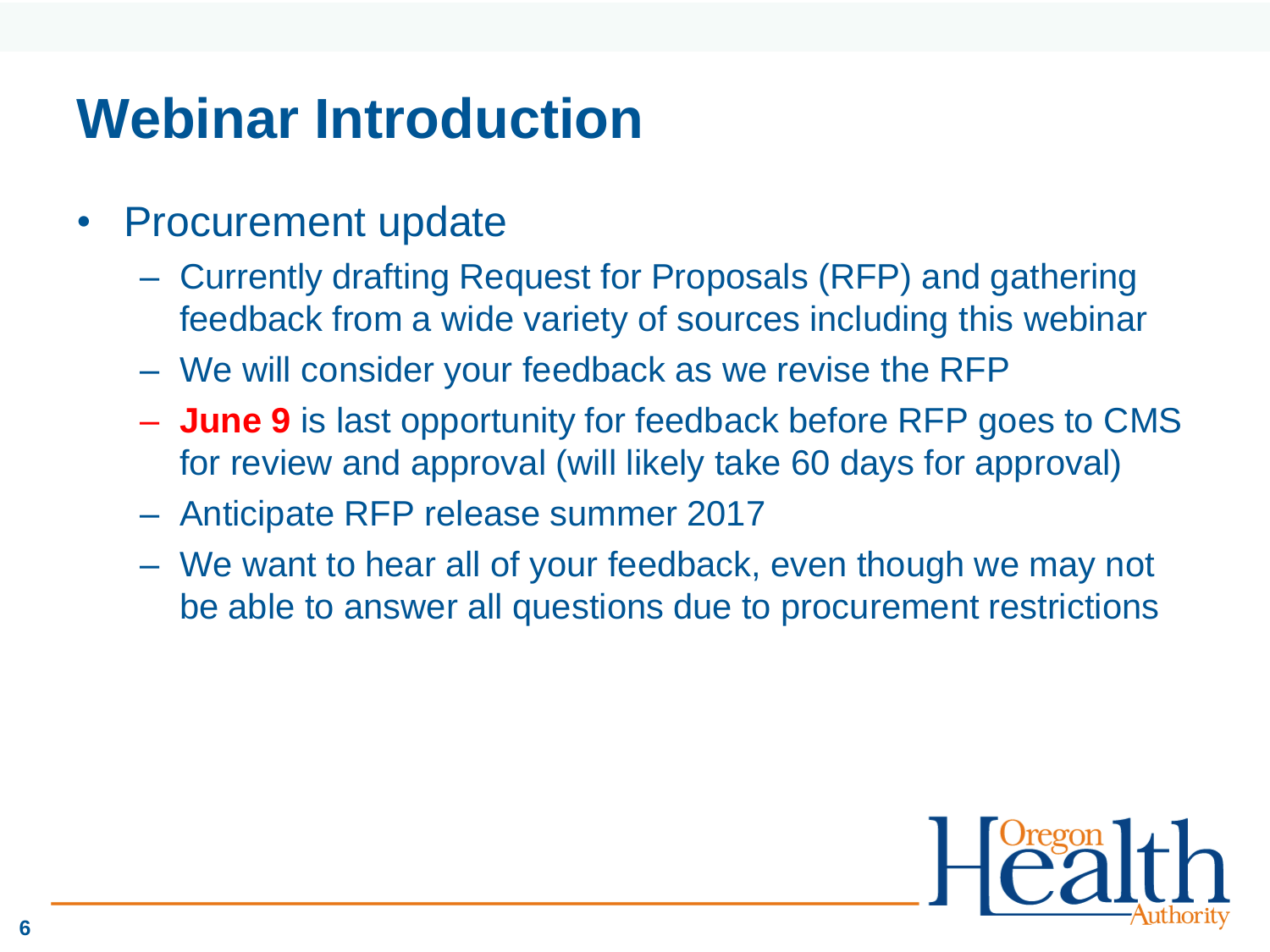# Webinar Introduction

- Procurement update
  - Currently drafting Request for Proposals (RFP) and gathering feedback from a wide variety of sources including this webinar
  - We will consider your feedback as we revise the RFP
  - **June 9** is last opportunity for feedback before RFP goes to CMS for review and approval (will likely take 60 days for approval)
  - Anticipate RFP release summer 2017
  - We want to hear all of your feedback, even though we may not be able to answer all questions due to procurement restrictions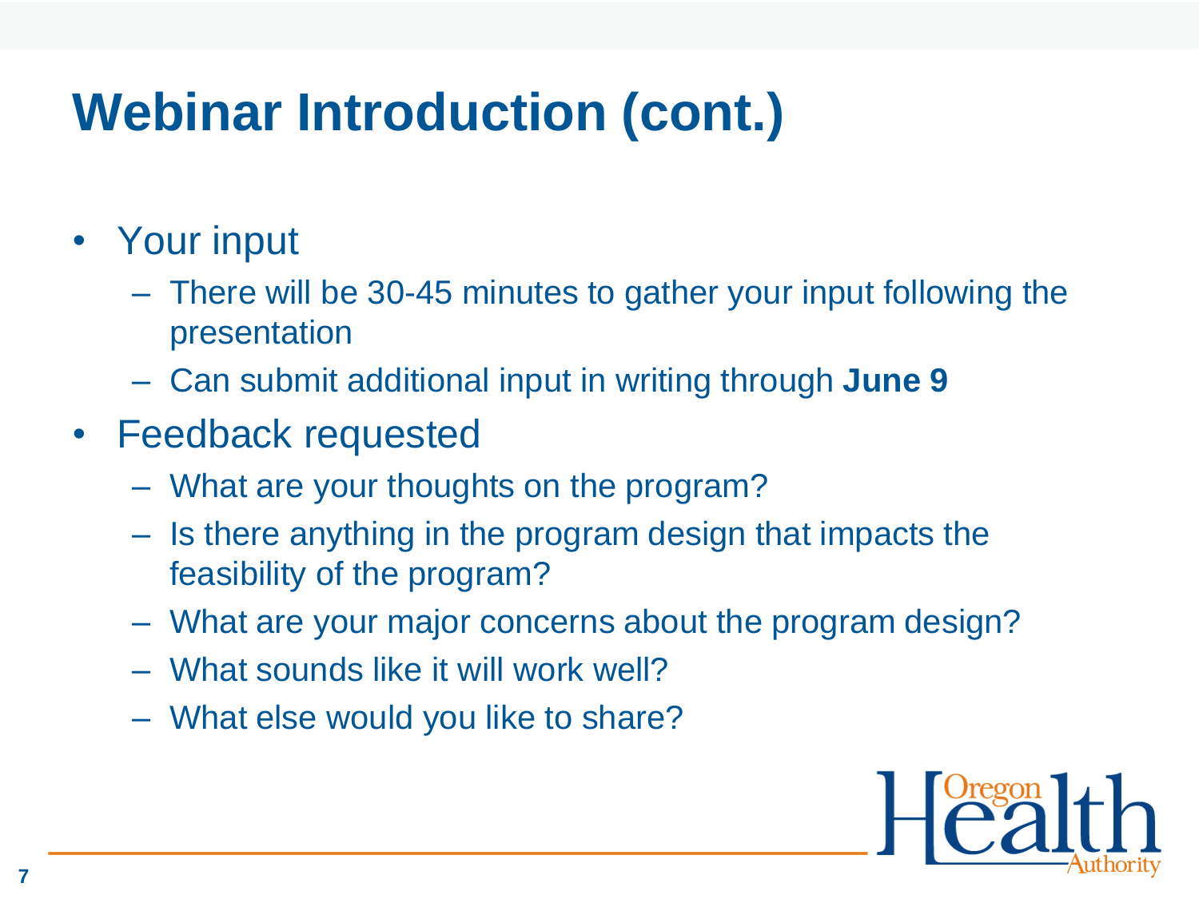# Webinar Introduction (cont.)

- Your input
  - There will be 30-45 minutes to gather your input following the presentation
  - Can submit additional input in writing through **June 9**
- Feedback requested
  - What are your thoughts on the program?
  - Is there anything in the program design that impacts the feasibility of the program?
  - What are your major concerns about the program design?
  - What sounds like it will work well?
  - What else would you like to share?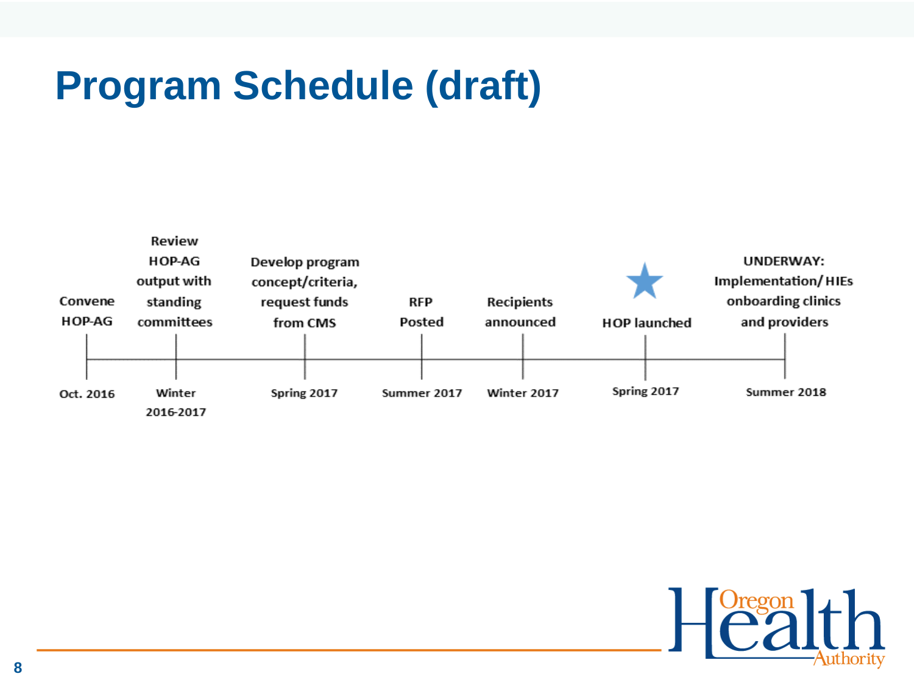# Program Schedule (draft)

| Milestone | Timing |
| --- | --- |
| Convene HOP-AG | Oct. 2016 |
| Review HOP-AG output with standing committees | Winter 2016-2017 |
| Develop program concept/criteria, request funds from CMS | Spring 2017 |
| RFP Posted | Summer 2017 |
| Recipients announced | Winter 2017 |
| ★ HOP launched | Spring 2017 |
| UNDERWAY: Implementation/ HIEs onboarding clinics and providers | Summer 2018 |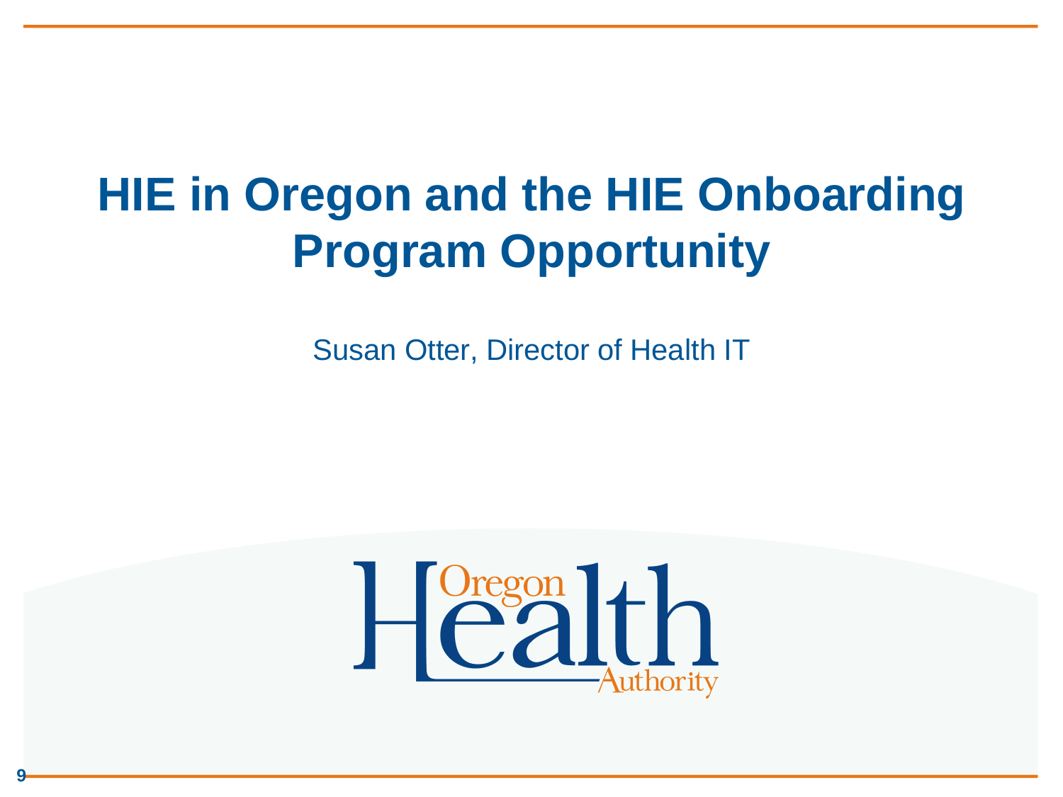# HIE in Oregon and the HIE Onboarding Program Opportunity

Susan Otter, Director of Health IT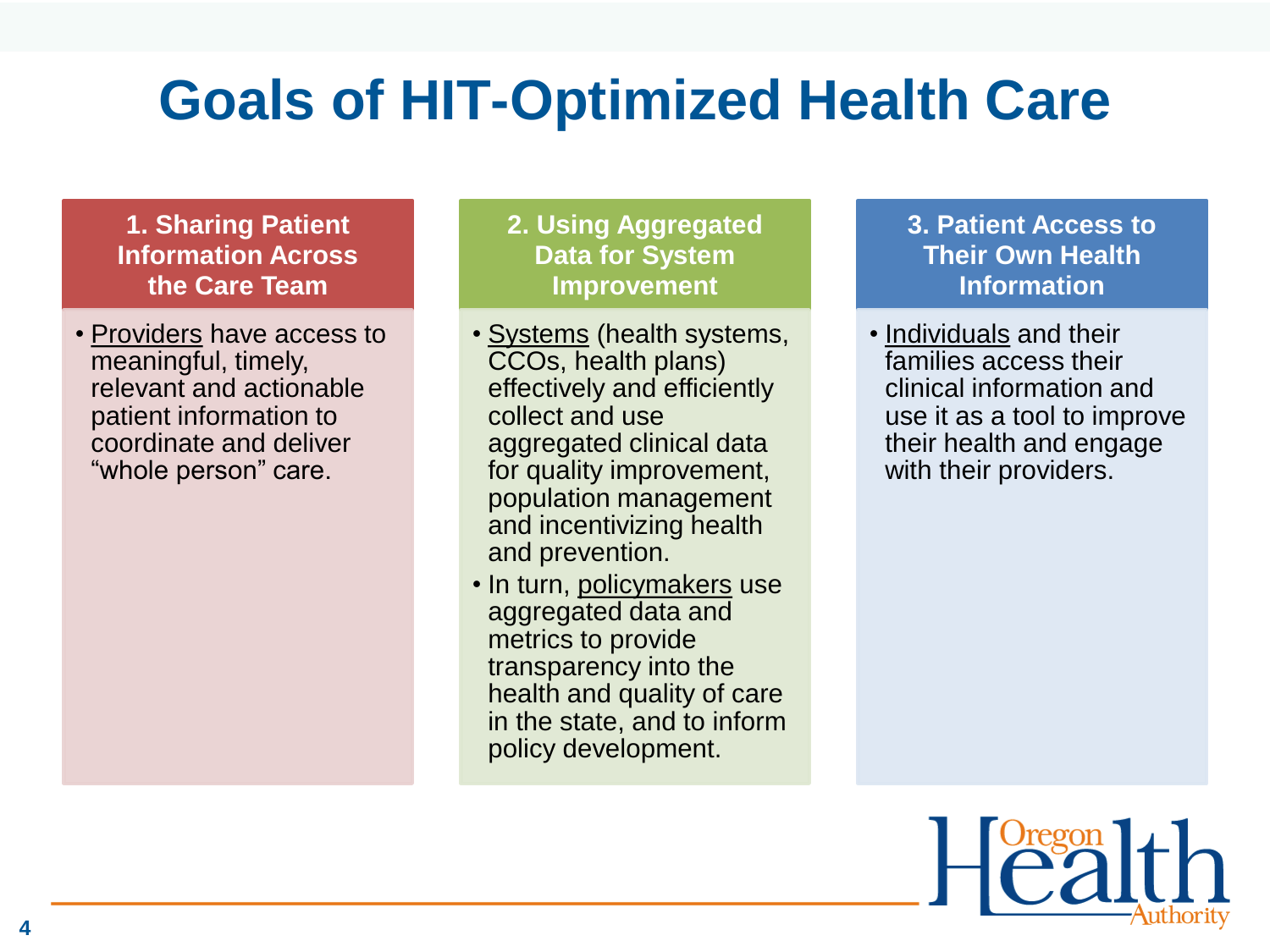# Goals of HIT-Optimized Health Care

## 1. Sharing Patient Information Across the Care Team

- Providers have access to meaningful, timely, relevant and actionable patient information to coordinate and deliver "whole person" care.

## 2. Using Aggregated Data for System Improvement

- Systems (health systems, CCOs, health plans) effectively and efficiently collect and use aggregated clinical data for quality improvement, population management and incentivizing health and prevention.
- In turn, policymakers use aggregated data and metrics to provide transparency into the health and quality of care in the state, and to inform policy development.

## 3. Patient Access to Their Own Health Information

- Individuals and their families access their clinical information and use it as a tool to improve their health and engage with their providers.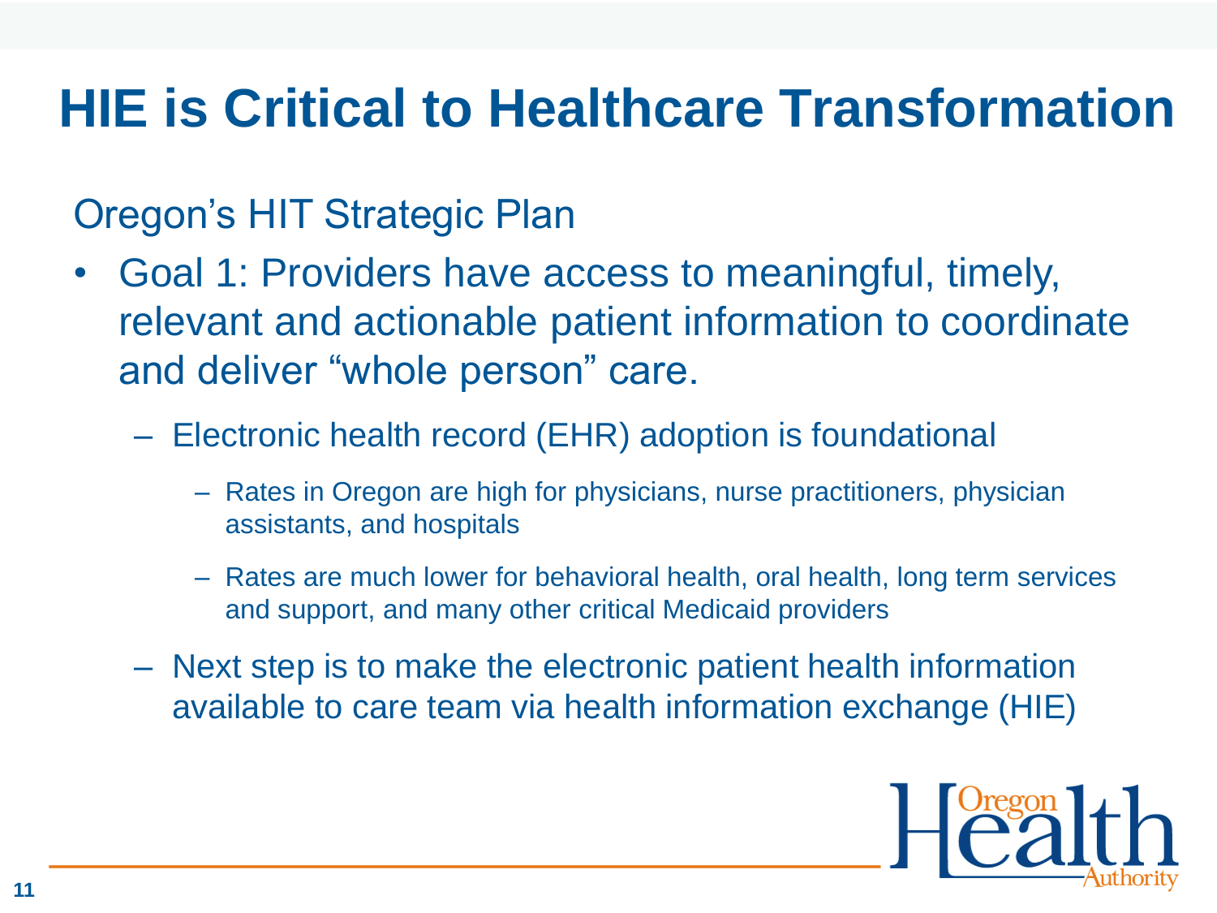# HIE is Critical to Healthcare Transformation

Oregon's HIT Strategic Plan

- Goal 1: Providers have access to meaningful, timely, relevant and actionable patient information to coordinate and deliver "whole person" care.
  - Electronic health record (EHR) adoption is foundational
    - Rates in Oregon are high for physicians, nurse practitioners, physician assistants, and hospitals
    - Rates are much lower for behavioral health, oral health, long term services and support, and many other critical Medicaid providers
  - Next step is to make the electronic patient health information available to care team via health information exchange (HIE)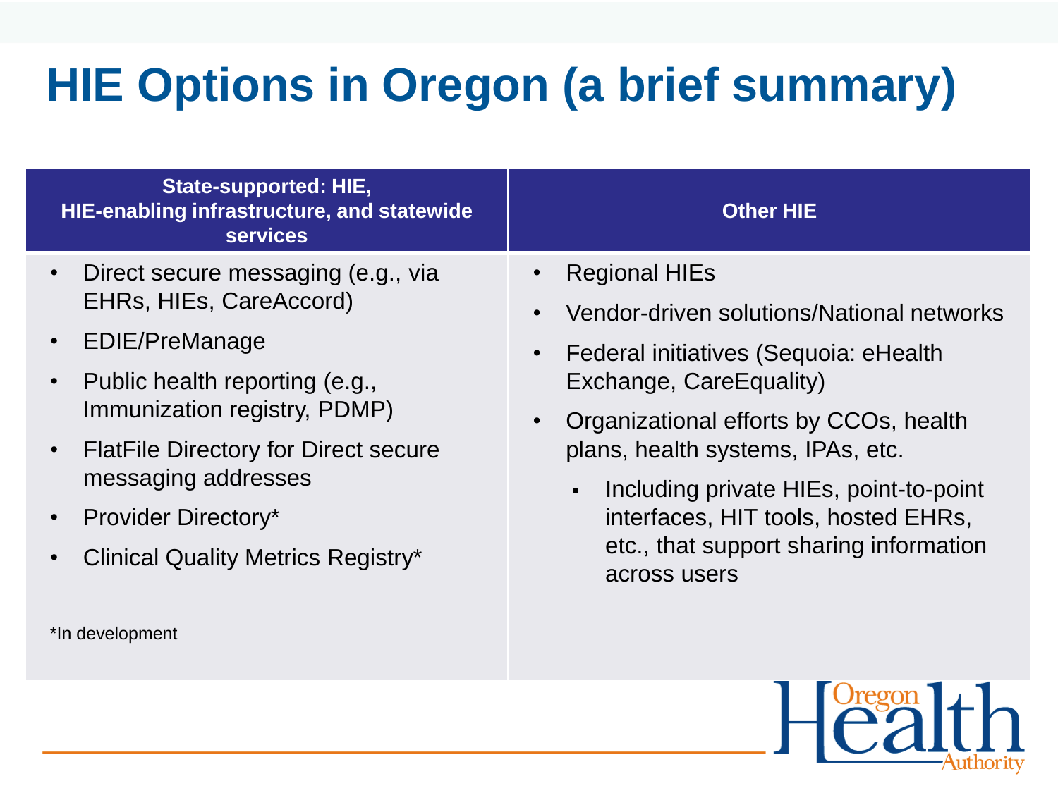# HIE Options in Oregon (a brief summary)

| State-supported: HIE, HIE-enabling infrastructure, and statewide services | Other HIE |
|---|---|
| • Direct secure messaging (e.g., via EHRs, HIEs, CareAccord)<br>• EDIE/PreManage<br>• Public health reporting (e.g., Immunization registry, PDMP)<br>• FlatFile Directory for Direct secure messaging addresses<br>• Provider Directory*<br>• Clinical Quality Metrics Registry*<br><br>*In development | • Regional HIEs<br>• Vendor-driven solutions/National networks<br>• Federal initiatives (Sequoia: eHealth Exchange, CareEquality)<br>• Organizational efforts by CCOs, health plans, health systems, IPAs, etc.<br>&nbsp;&nbsp;&nbsp;▪ Including private HIEs, point-to-point interfaces, HIT tools, hosted EHRs, etc., that support sharing information across users |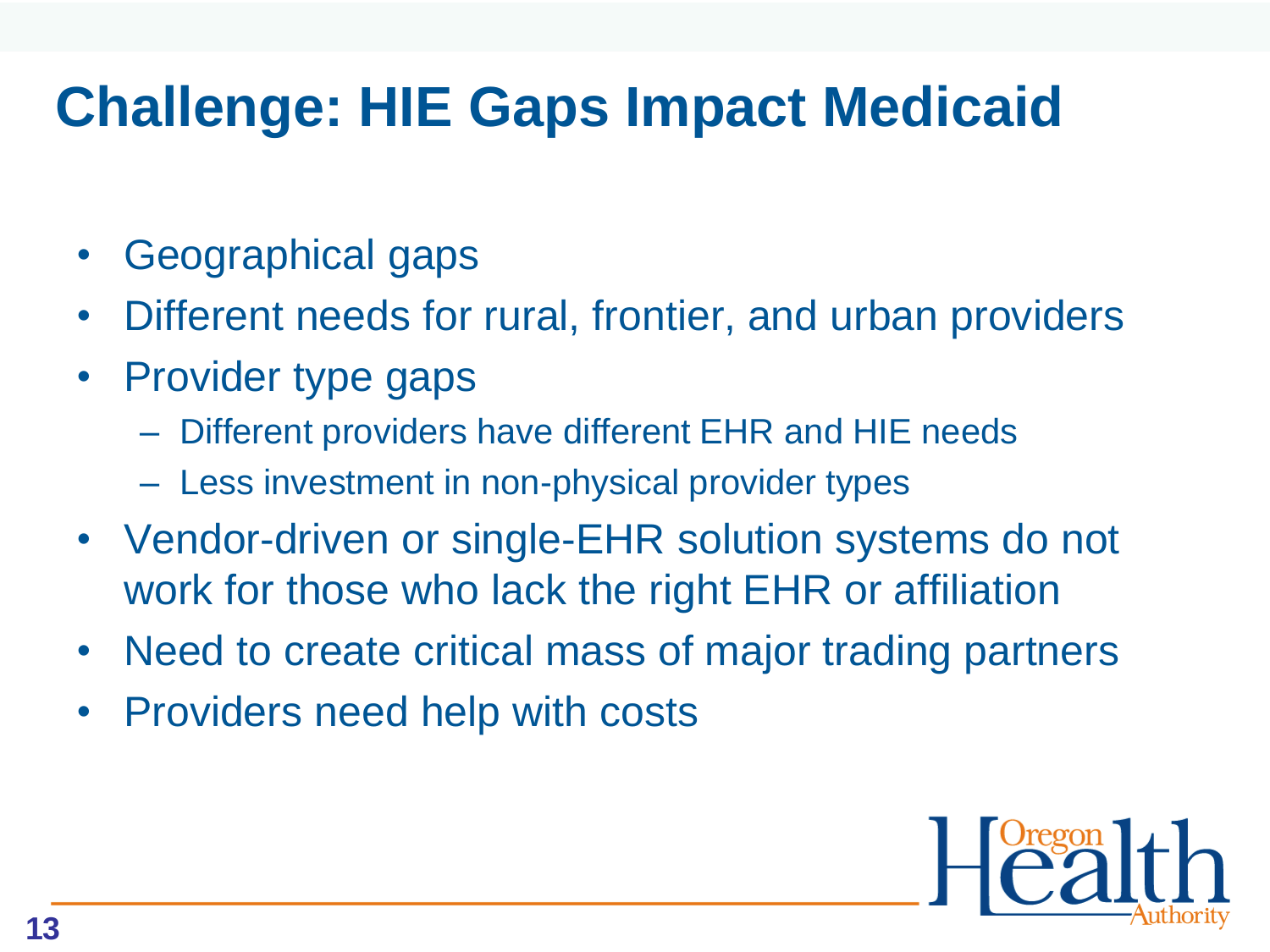# Challenge: HIE Gaps Impact Medicaid

- Geographical gaps
- Different needs for rural, frontier, and urban providers
- Provider type gaps
  - Different providers have different EHR and HIE needs
  - Less investment in non-physical provider types
- Vendor-driven or single-EHR solution systems do not work for those who lack the right EHR or affiliation
- Need to create critical mass of major trading partners
- Providers need help with costs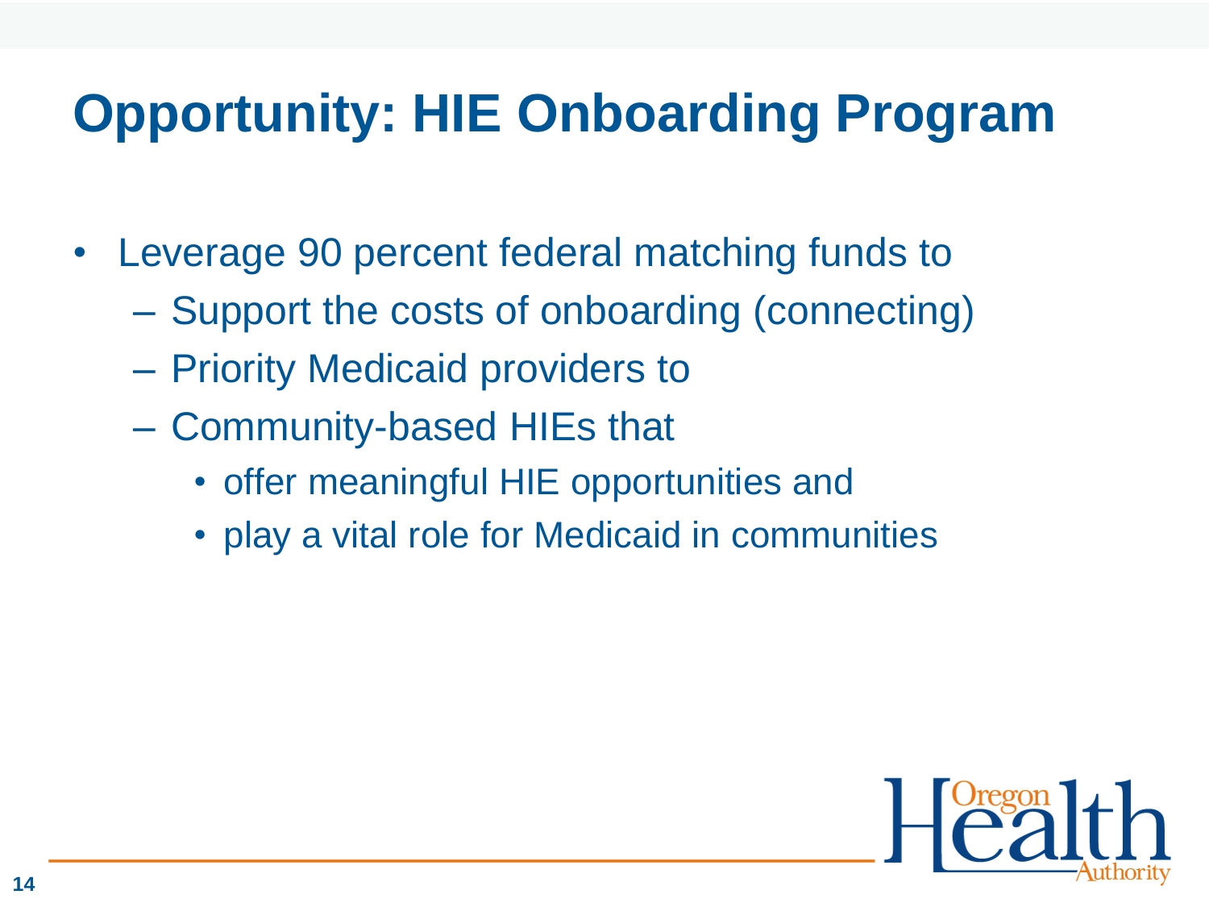# Opportunity: HIE Onboarding Program

- Leverage 90 percent federal matching funds to
  - Support the costs of onboarding (connecting)
  - Priority Medicaid providers to
  - Community-based HIEs that
    - offer meaningful HIE opportunities and
    - play a vital role for Medicaid in communities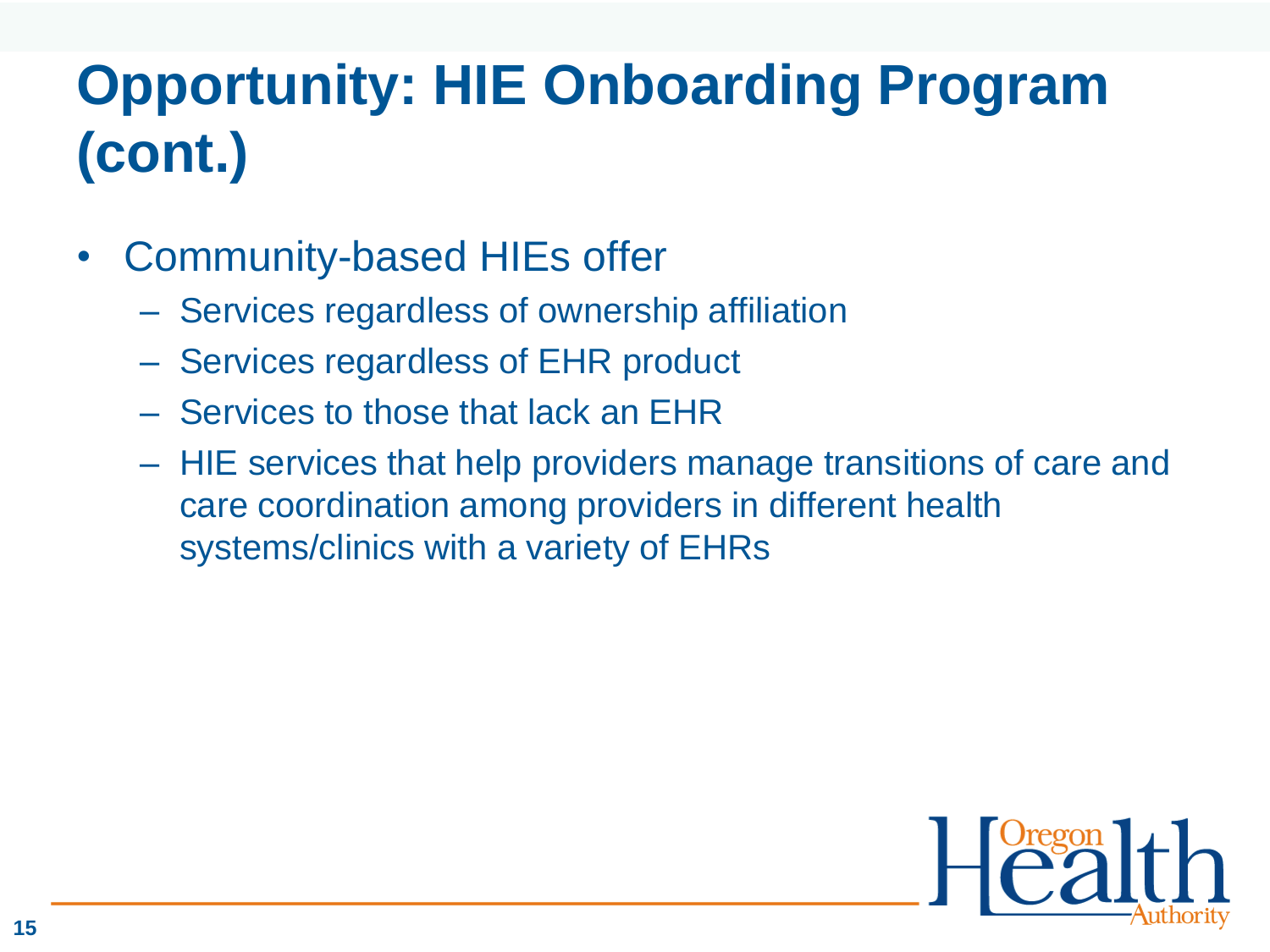# Opportunity: HIE Onboarding Program (cont.)

- Community-based HIEs offer
  - Services regardless of ownership affiliation
  - Services regardless of EHR product
  - Services to those that lack an EHR
  - HIE services that help providers manage transitions of care and care coordination among providers in different health systems/clinics with a variety of EHRs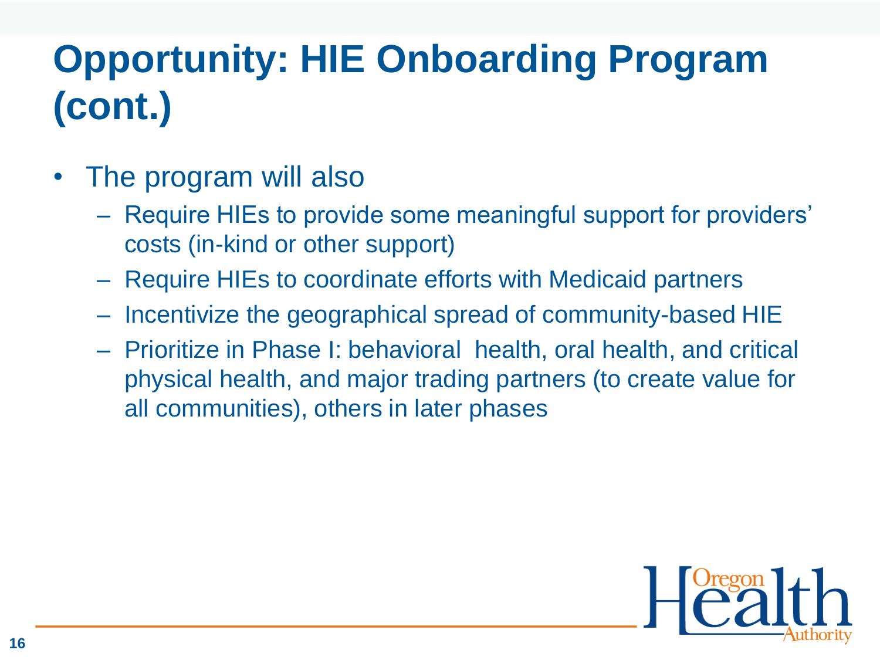# Opportunity: HIE Onboarding Program (cont.)

- The program will also
  - Require HIEs to provide some meaningful support for providers' costs (in-kind or other support)
  - Require HIEs to coordinate efforts with Medicaid partners
  - Incentivize the geographical spread of community-based HIE
  - Prioritize in Phase I: behavioral health, oral health, and critical physical health, and major trading partners (to create value for all communities), others in later phases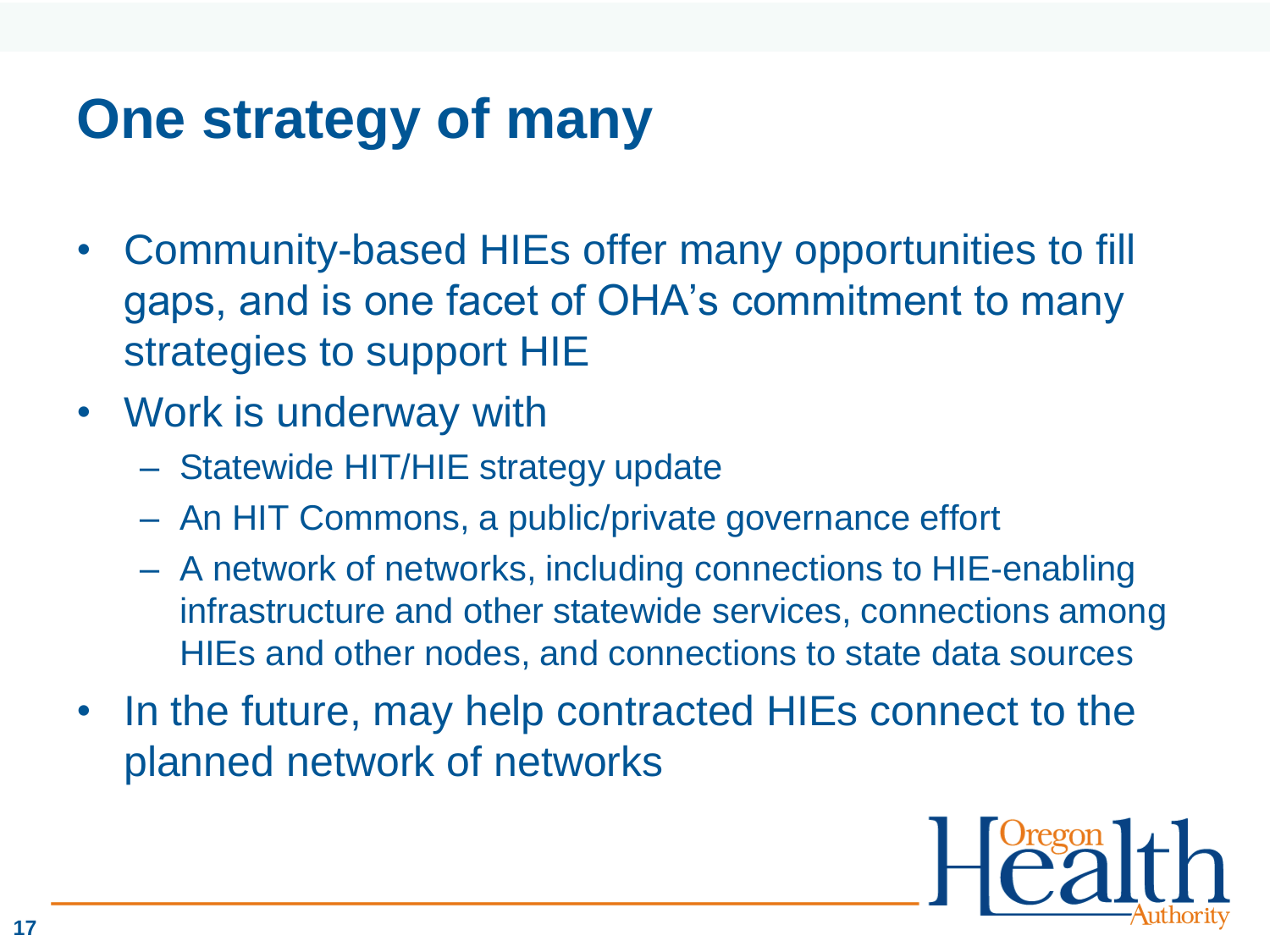# One strategy of many

- Community-based HIEs offer many opportunities to fill gaps, and is one facet of OHA's commitment to many strategies to support HIE
- Work is underway with
  - Statewide HIT/HIE strategy update
  - An HIT Commons, a public/private governance effort
  - A network of networks, including connections to HIE-enabling infrastructure and other statewide services, connections among HIEs and other nodes, and connections to state data sources
- In the future, may help contracted HIEs connect to the planned network of networks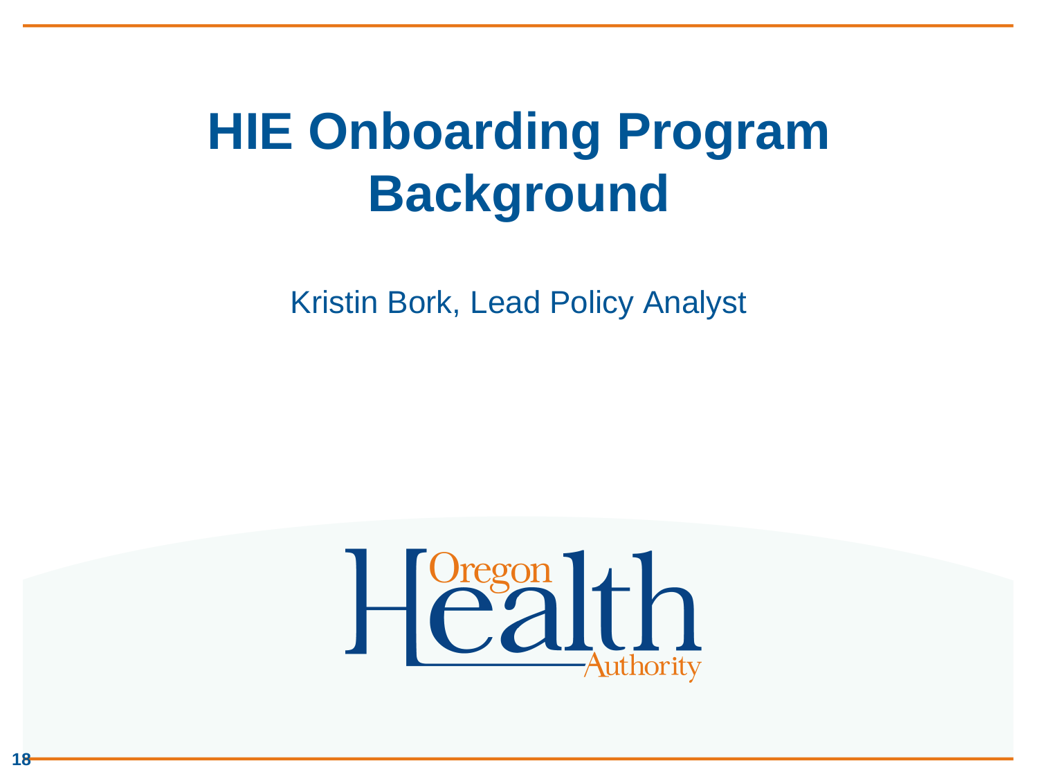# HIE Onboarding Program Background

Kristin Bork, Lead Policy Analyst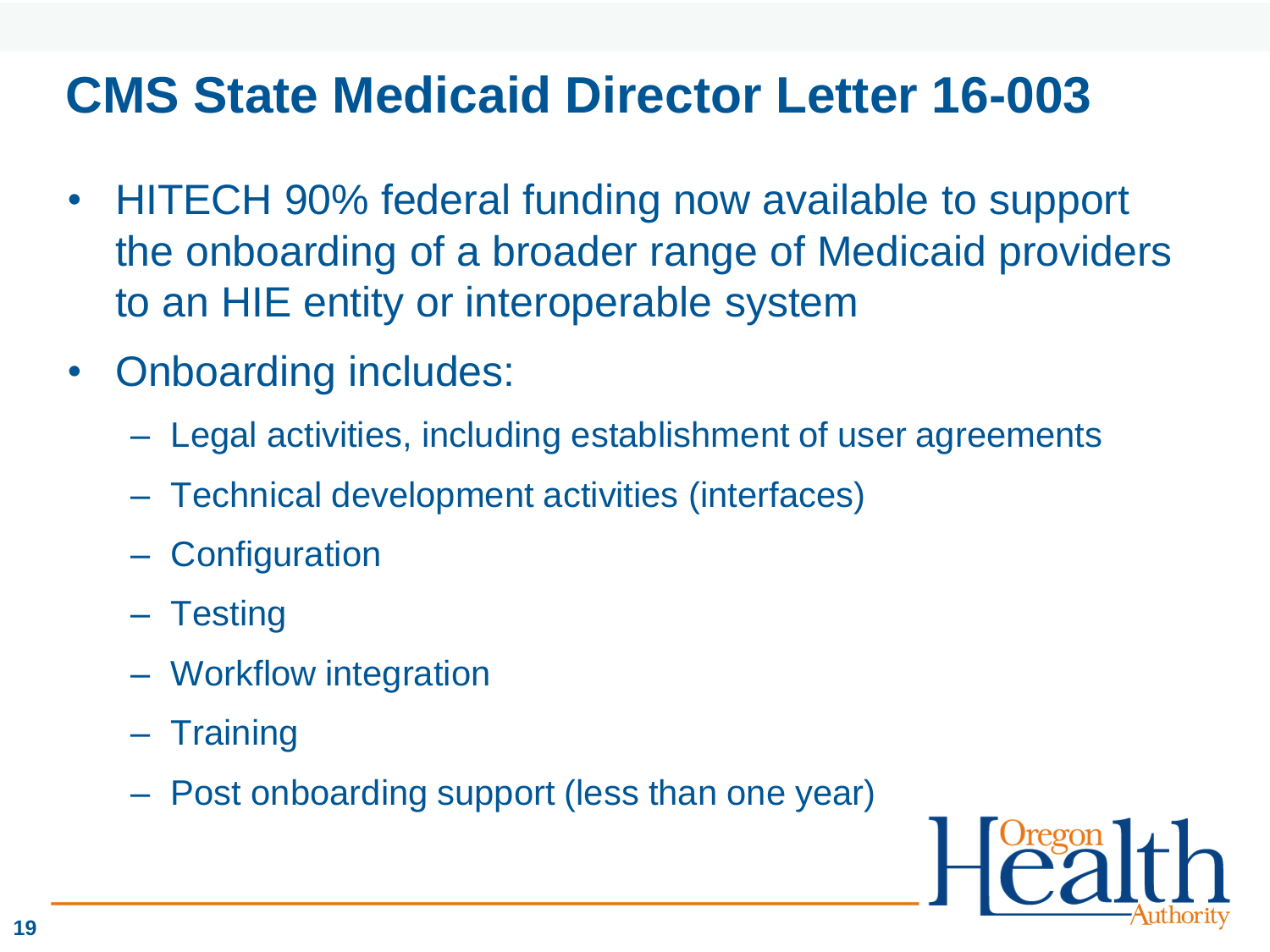# CMS State Medicaid Director Letter 16-003

- HITECH 90% federal funding now available to support the onboarding of a broader range of Medicaid providers to an HIE entity or interoperable system
- Onboarding includes:
  - Legal activities, including establishment of user agreements
  - Technical development activities (interfaces)
  - Configuration
  - Testing
  - Workflow integration
  - Training
  - Post onboarding support (less than one year)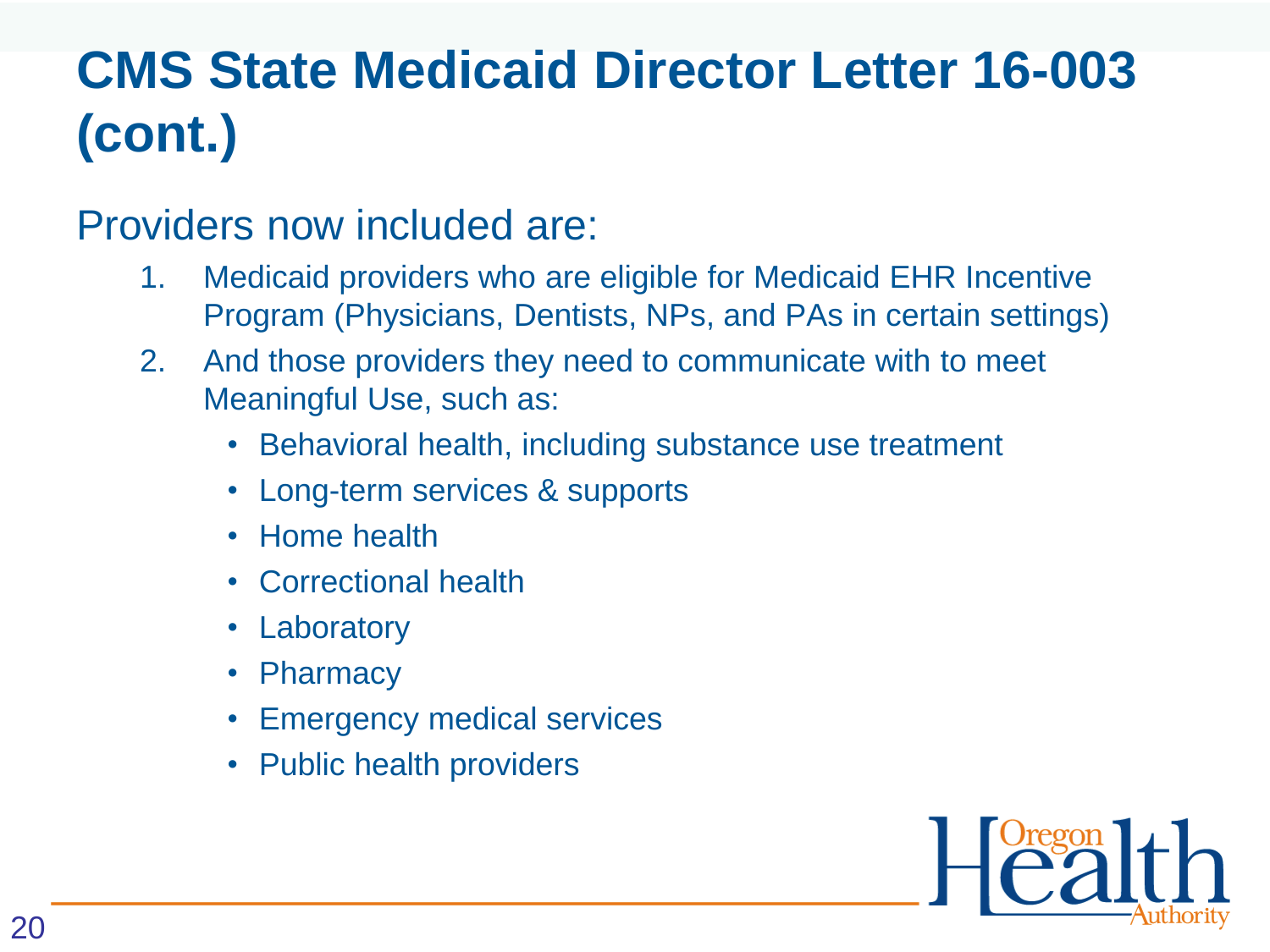# CMS State Medicaid Director Letter 16-003 (cont.)

Providers now included are:

1. Medicaid providers who are eligible for Medicaid EHR Incentive Program (Physicians, Dentists, NPs, and PAs in certain settings)
2. And those providers they need to communicate with to meet Meaningful Use, such as:
   - Behavioral health, including substance use treatment
   - Long-term services & supports
   - Home health
   - Correctional health
   - Laboratory
   - Pharmacy
   - Emergency medical services
   - Public health providers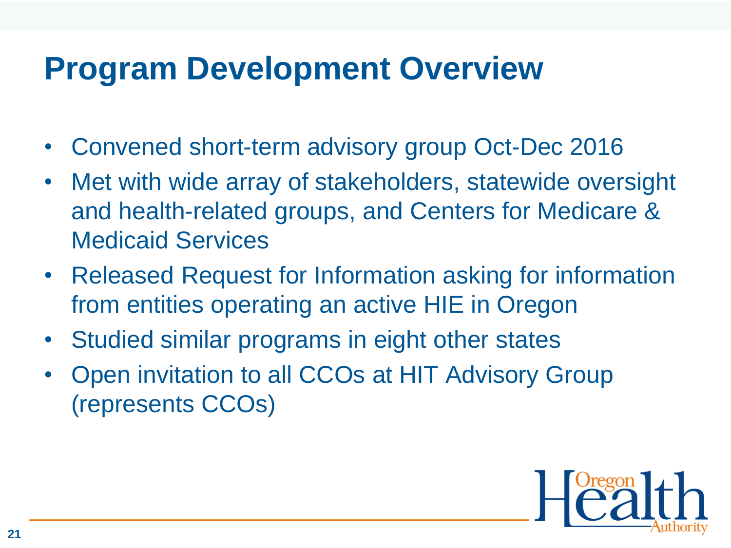# Program Development Overview

- Convened short-term advisory group Oct-Dec 2016
- Met with wide array of stakeholders, statewide oversight and health-related groups, and Centers for Medicare & Medicaid Services
- Released Request for Information asking for information from entities operating an active HIE in Oregon
- Studied similar programs in eight other states
- Open invitation to all CCOs at HIT Advisory Group (represents CCOs)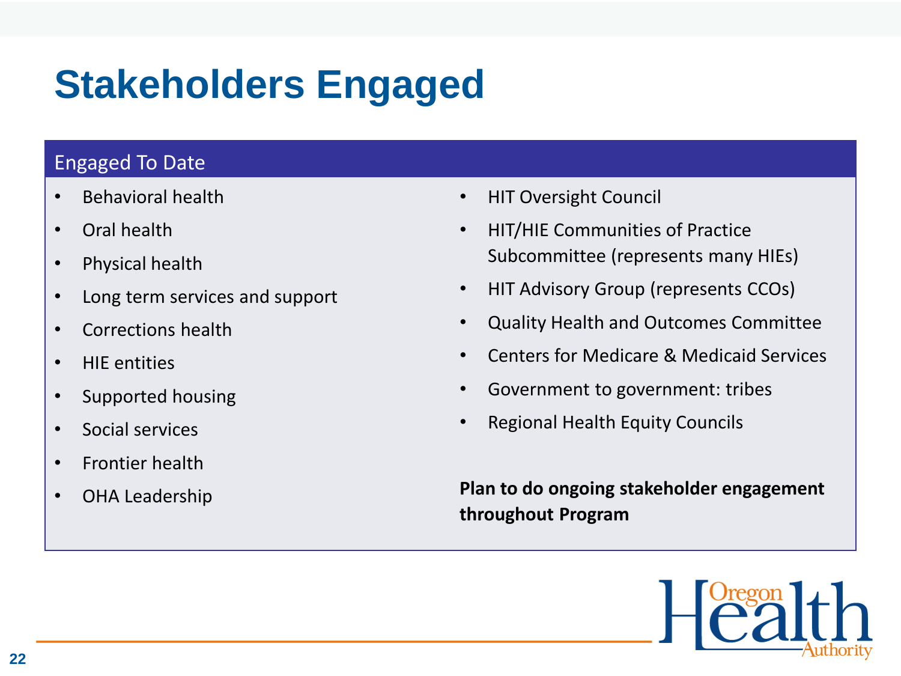# Stakeholders Engaged

## Engaged To Date

- Behavioral health
- Oral health
- Physical health
- Long term services and support
- Corrections health
- HIE entities
- Supported housing
- Social services
- Frontier health
- OHA Leadership
- HIT Oversight Council
- HIT/HIE Communities of Practice Subcommittee (represents many HIEs)
- HIT Advisory Group (represents CCOs)
- Quality Health and Outcomes Committee
- Centers for Medicare & Medicaid Services
- Government to government: tribes
- Regional Health Equity Councils

**Plan to do ongoing stakeholder engagement throughout Program**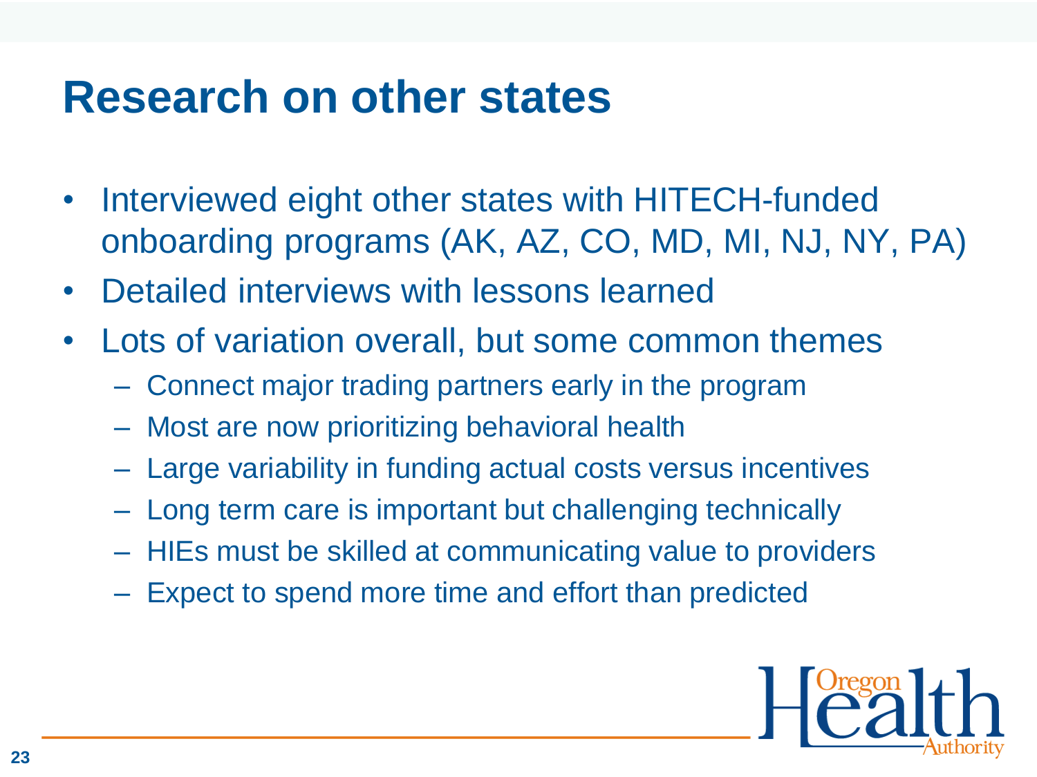# Research on other states

- Interviewed eight other states with HITECH-funded onboarding programs (AK, AZ, CO, MD, MI, NJ, NY, PA)
- Detailed interviews with lessons learned
- Lots of variation overall, but some common themes
  - Connect major trading partners early in the program
  - Most are now prioritizing behavioral health
  - Large variability in funding actual costs versus incentives
  - Long term care is important but challenging technically
  - HIEs must be skilled at communicating value to providers
  - Expect to spend more time and effort than predicted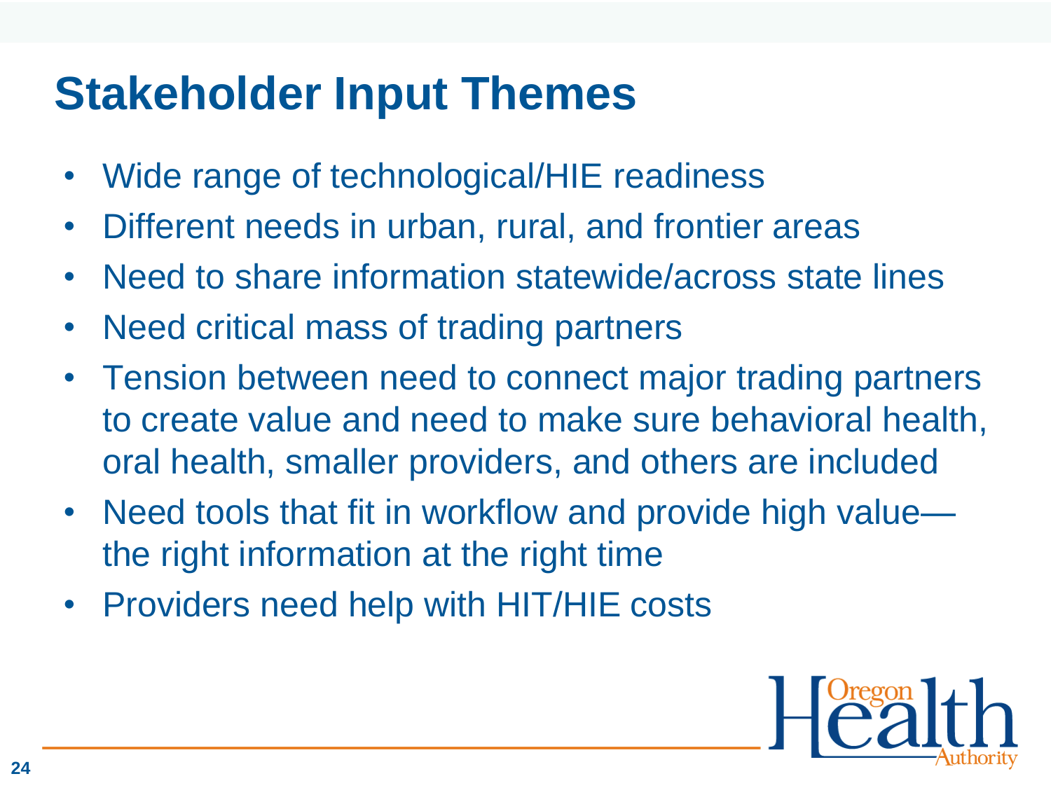# Stakeholder Input Themes

- Wide range of technological/HIE readiness
- Different needs in urban, rural, and frontier areas
- Need to share information statewide/across state lines
- Need critical mass of trading partners
- Tension between need to connect major trading partners to create value and need to make sure behavioral health, oral health, smaller providers, and others are included
- Need tools that fit in workflow and provide high value—the right information at the right time
- Providers need help with HIT/HIE costs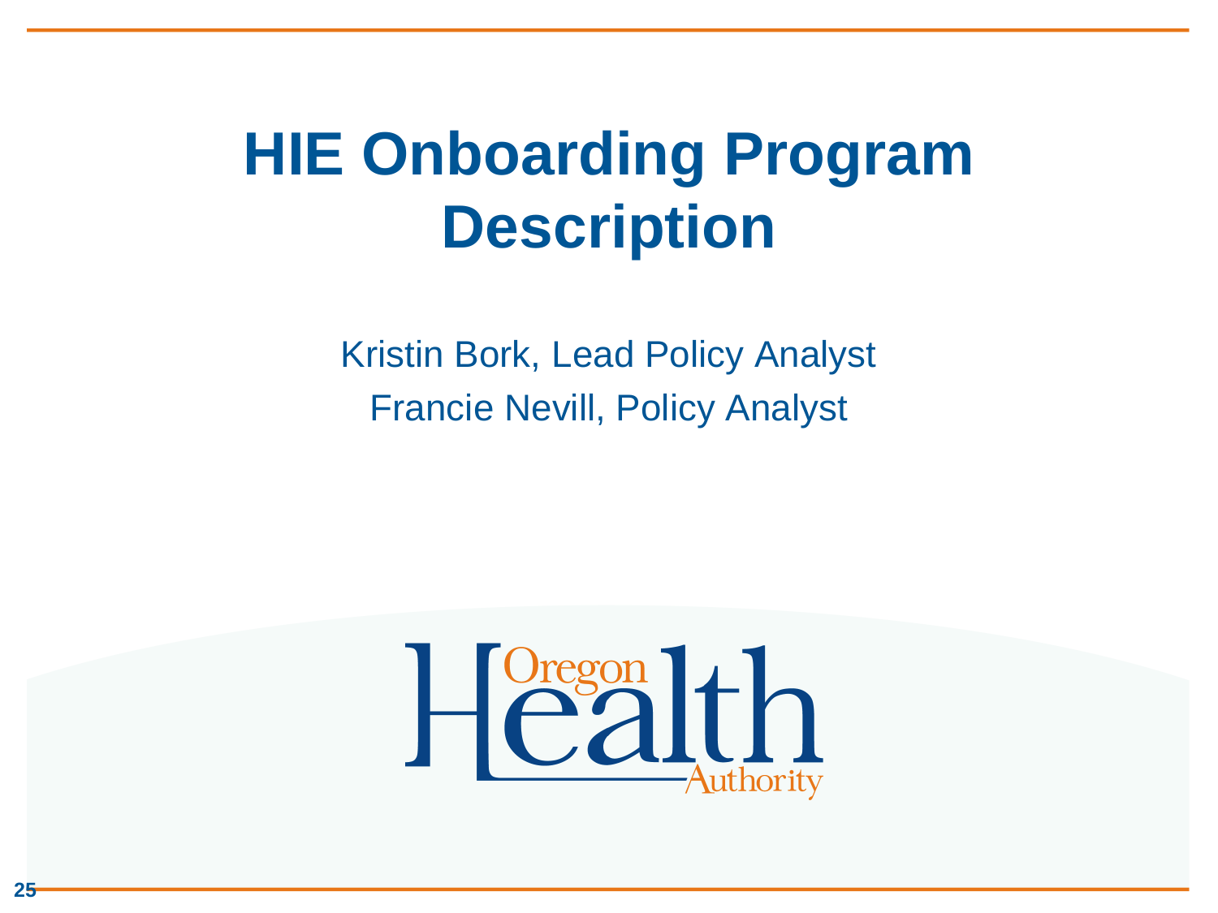# HIE Onboarding Program Description

Kristin Bork, Lead Policy Analyst

Francie Nevill, Policy Analyst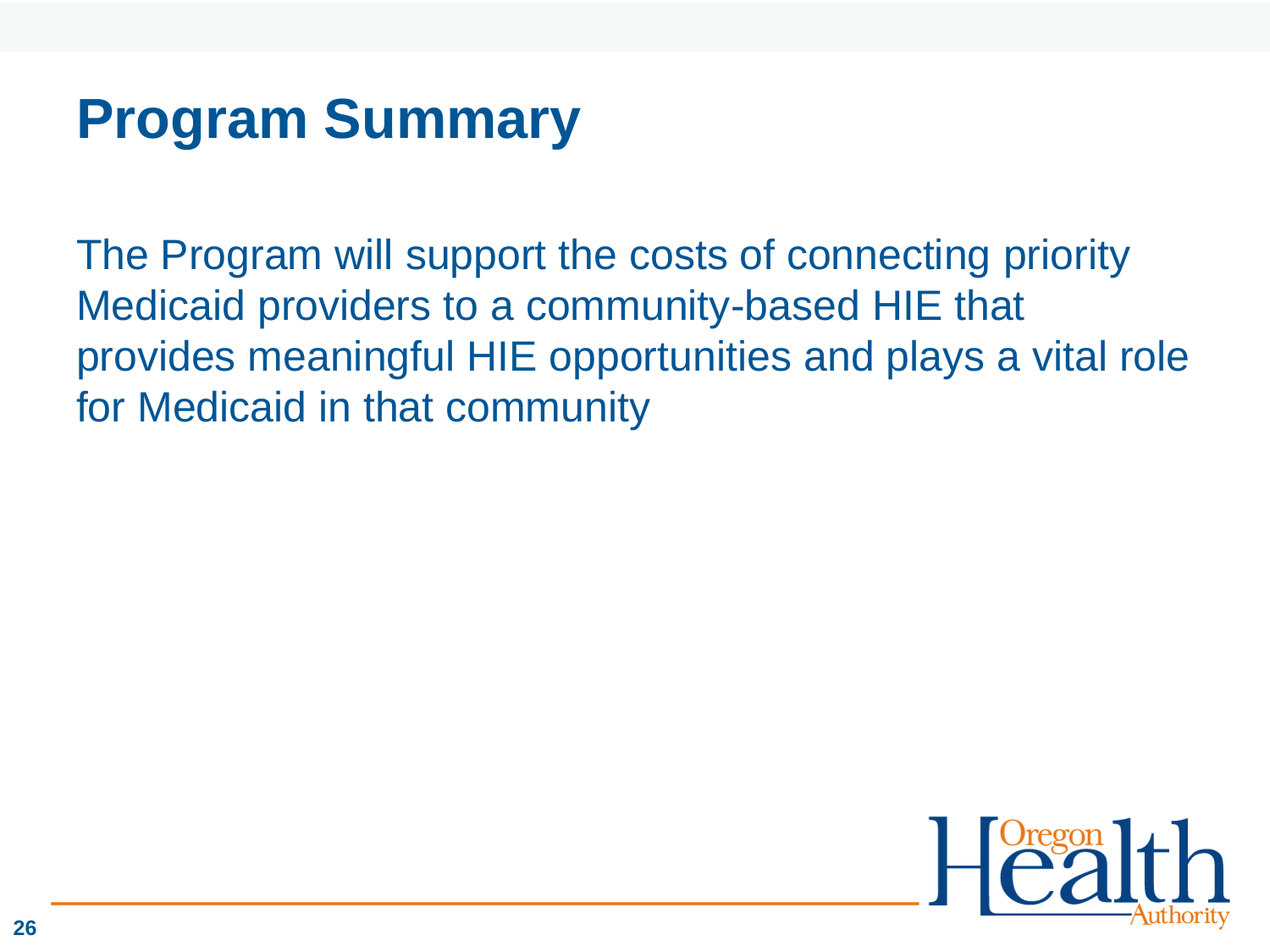# Program Summary

The Program will support the costs of connecting priority Medicaid providers to a community-based HIE that provides meaningful HIE opportunities and plays a vital role for Medicaid in that community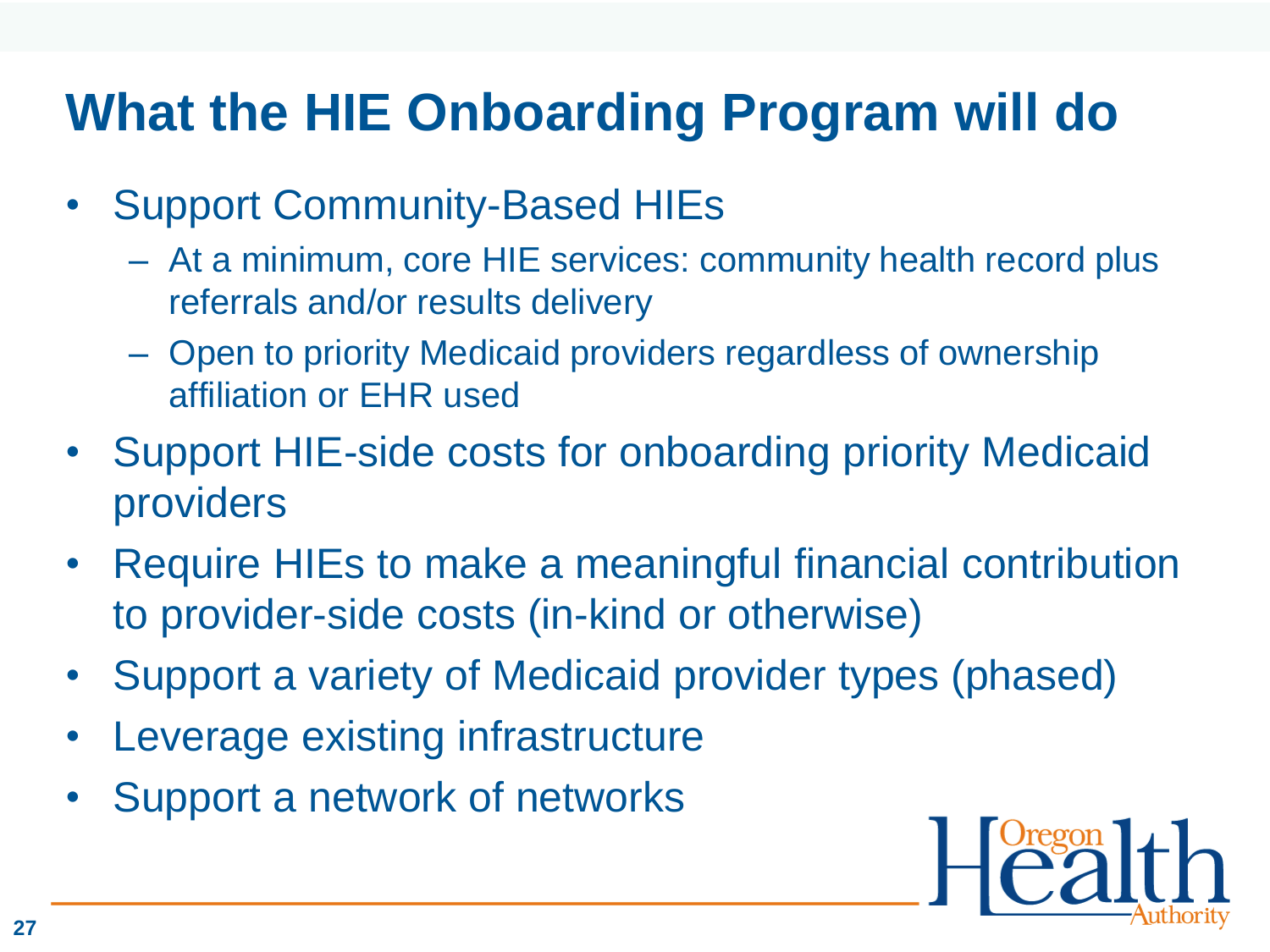# What the HIE Onboarding Program will do

- Support Community-Based HIEs
  - At a minimum, core HIE services: community health record plus referrals and/or results delivery
  - Open to priority Medicaid providers regardless of ownership affiliation or EHR used
- Support HIE-side costs for onboarding priority Medicaid providers
- Require HIEs to make a meaningful financial contribution to provider-side costs (in-kind or otherwise)
- Support a variety of Medicaid provider types (phased)
- Leverage existing infrastructure
- Support a network of networks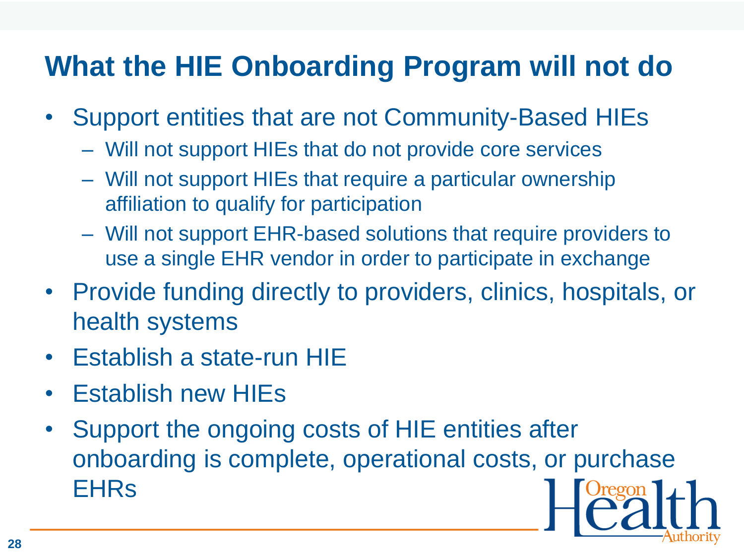# What the HIE Onboarding Program will not do

- Support entities that are not Community-Based HIEs
  - Will not support HIEs that do not provide core services
  - Will not support HIEs that require a particular ownership affiliation to qualify for participation
  - Will not support EHR-based solutions that require providers to use a single EHR vendor in order to participate in exchange
- Provide funding directly to providers, clinics, hospitals, or health systems
- Establish a state-run HIE
- Establish new HIEs
- Support the ongoing costs of HIE entities after onboarding is complete, operational costs, or purchase EHRs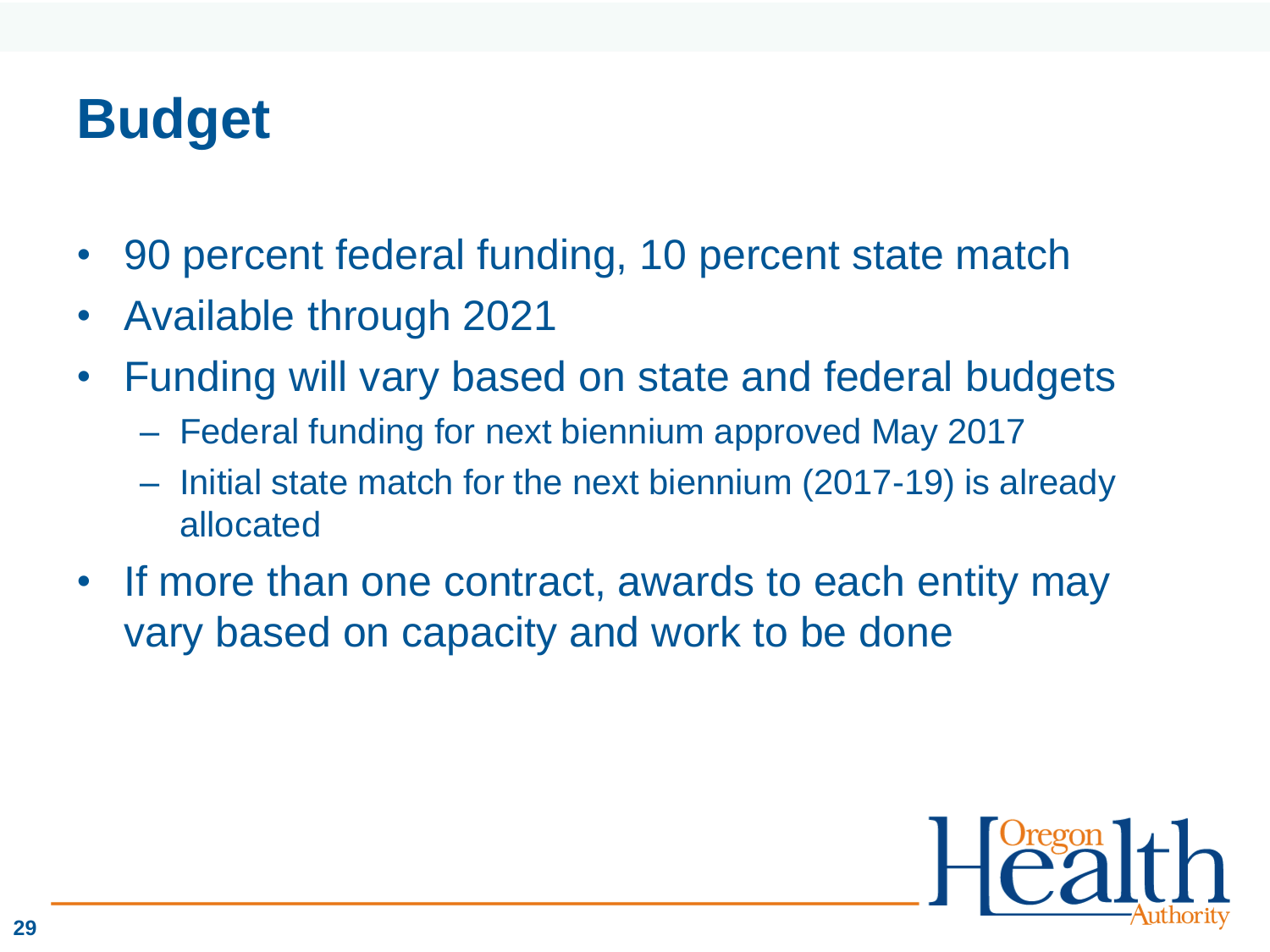# Budget

- 90 percent federal funding, 10 percent state match
- Available through 2021
- Funding will vary based on state and federal budgets
  - Federal funding for next biennium approved May 2017
  - Initial state match for the next biennium (2017-19) is already allocated
- If more than one contract, awards to each entity may vary based on capacity and work to be done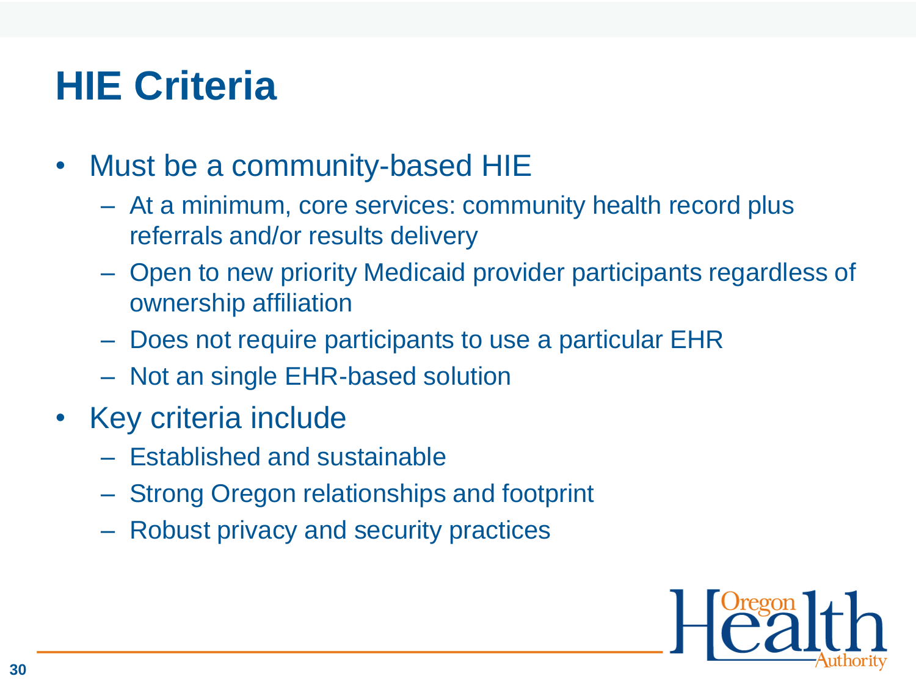# HIE Criteria

- Must be a community-based HIE
  - At a minimum, core services: community health record plus referrals and/or results delivery
  - Open to new priority Medicaid provider participants regardless of ownership affiliation
  - Does not require participants to use a particular EHR
  - Not an single EHR-based solution
- Key criteria include
  - Established and sustainable
  - Strong Oregon relationships and footprint
  - Robust privacy and security practices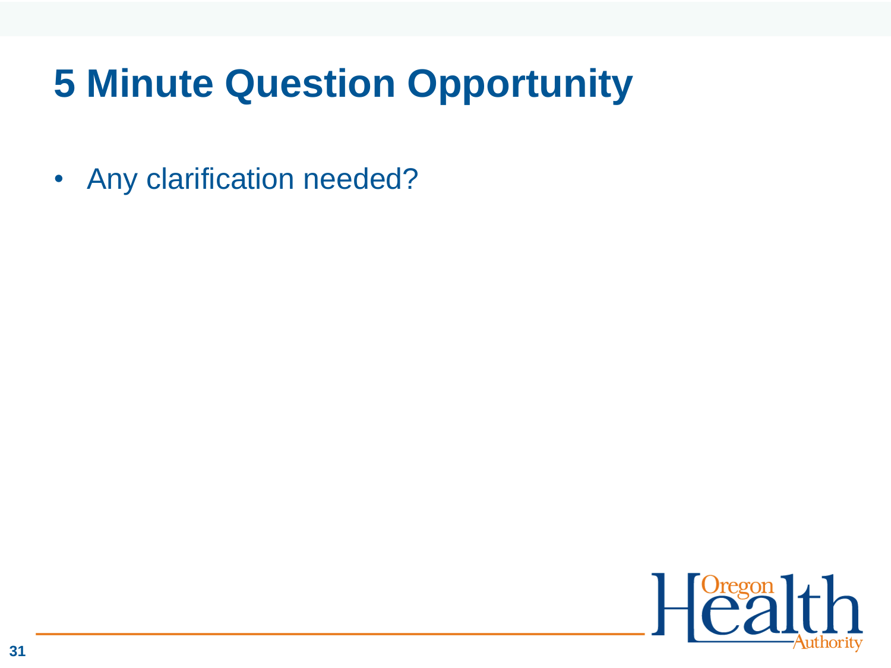# 5 Minute Question Opportunity

- Any clarification needed?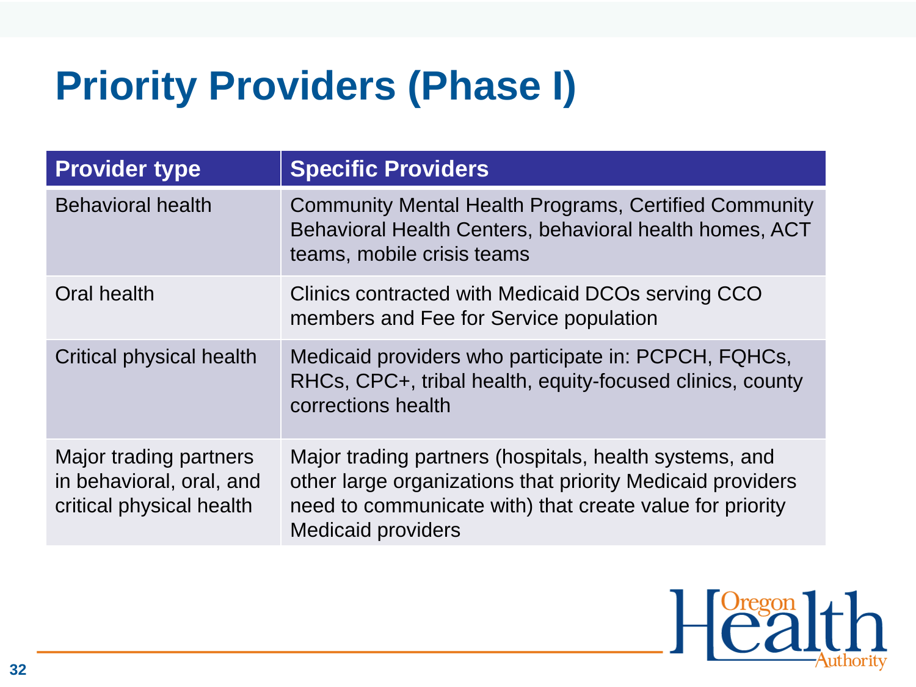# Priority Providers (Phase I)

| Provider type | Specific Providers |
| --- | --- |
| Behavioral health | Community Mental Health Programs, Certified Community Behavioral Health Centers, behavioral health homes, ACT teams, mobile crisis teams |
| Oral health | Clinics contracted with Medicaid DCOs serving CCO members and Fee for Service population |
| Critical physical health | Medicaid providers who participate in: PCPCH, FQHCs, RHCs, CPC+, tribal health, equity-focused clinics, county corrections health |
| Major trading partners in behavioral, oral, and critical physical health | Major trading partners (hospitals, health systems, and other large organizations that priority Medicaid providers need to communicate with) that create value for priority Medicaid providers |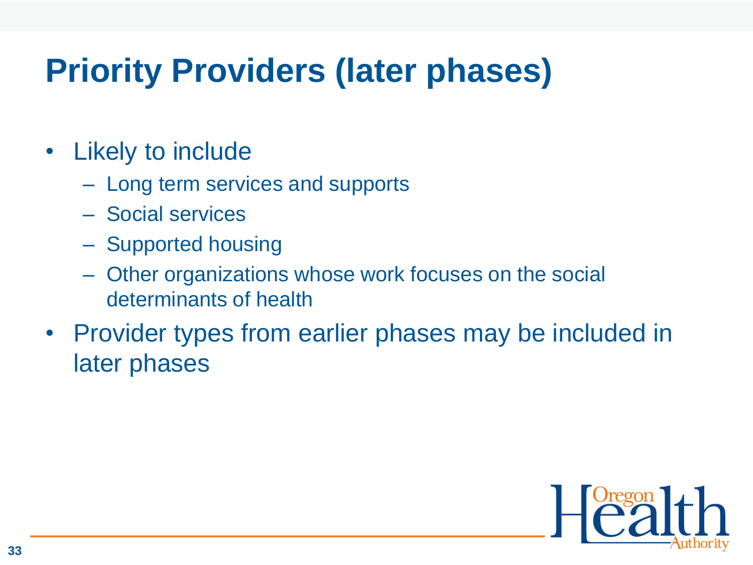# Priority Providers (later phases)

- Likely to include
  - Long term services and supports
  - Social services
  - Supported housing
  - Other organizations whose work focuses on the social determinants of health
- Provider types from earlier phases may be included in later phases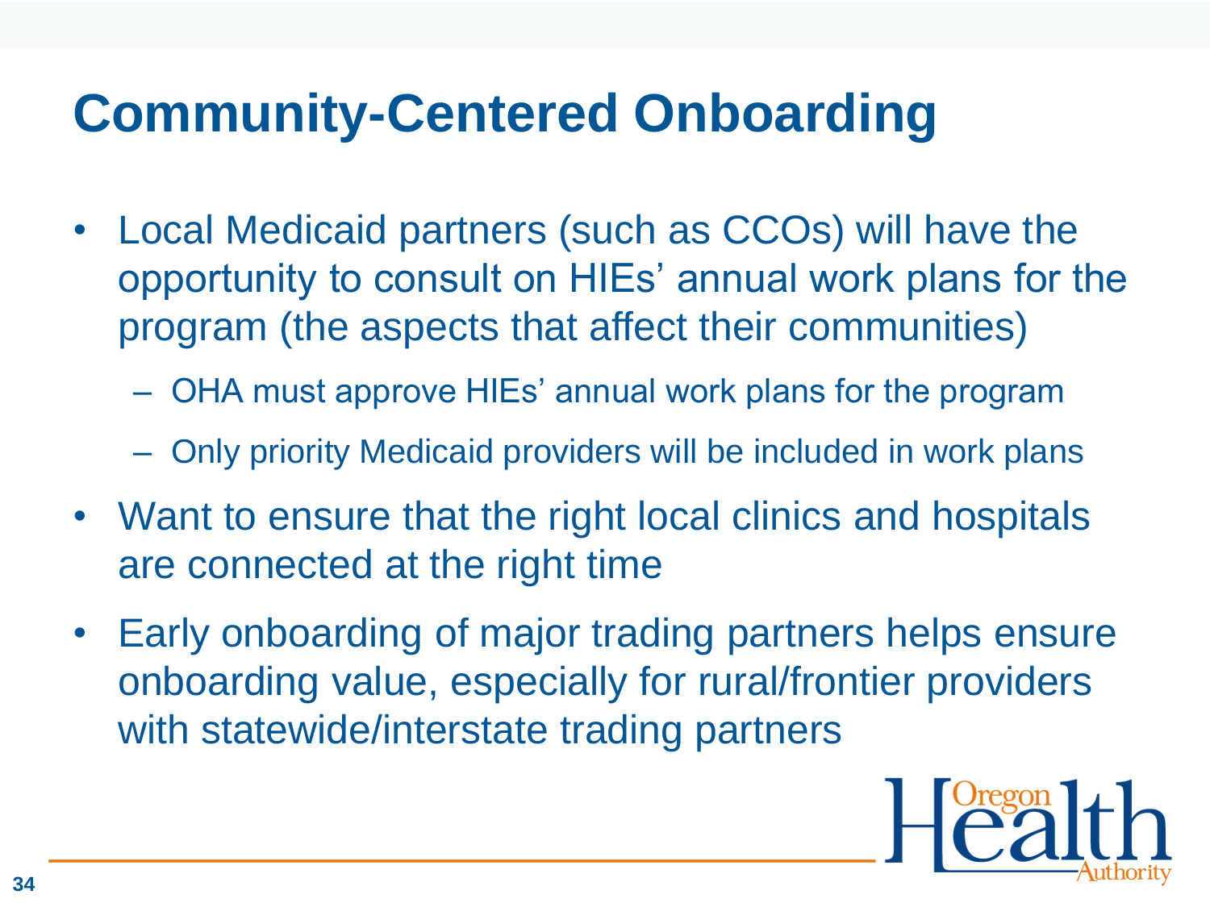# Community-Centered Onboarding

- Local Medicaid partners (such as CCOs) will have the opportunity to consult on HIEs' annual work plans for the program (the aspects that affect their communities)
  - OHA must approve HIEs' annual work plans for the program
  - Only priority Medicaid providers will be included in work plans
- Want to ensure that the right local clinics and hospitals are connected at the right time
- Early onboarding of major trading partners helps ensure onboarding value, especially for rural/frontier providers with statewide/interstate trading partners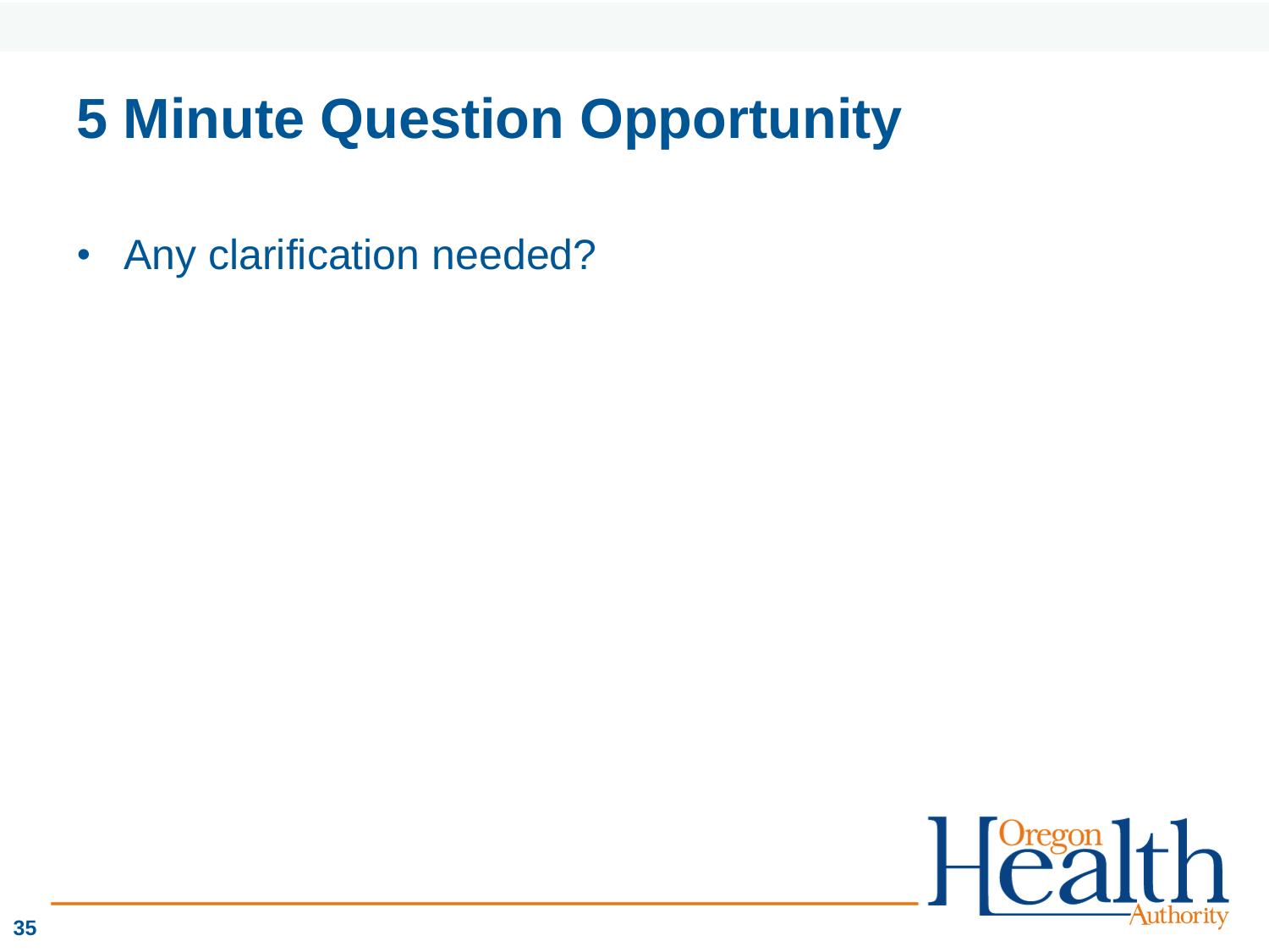# 5 Minute Question Opportunity

- Any clarification needed?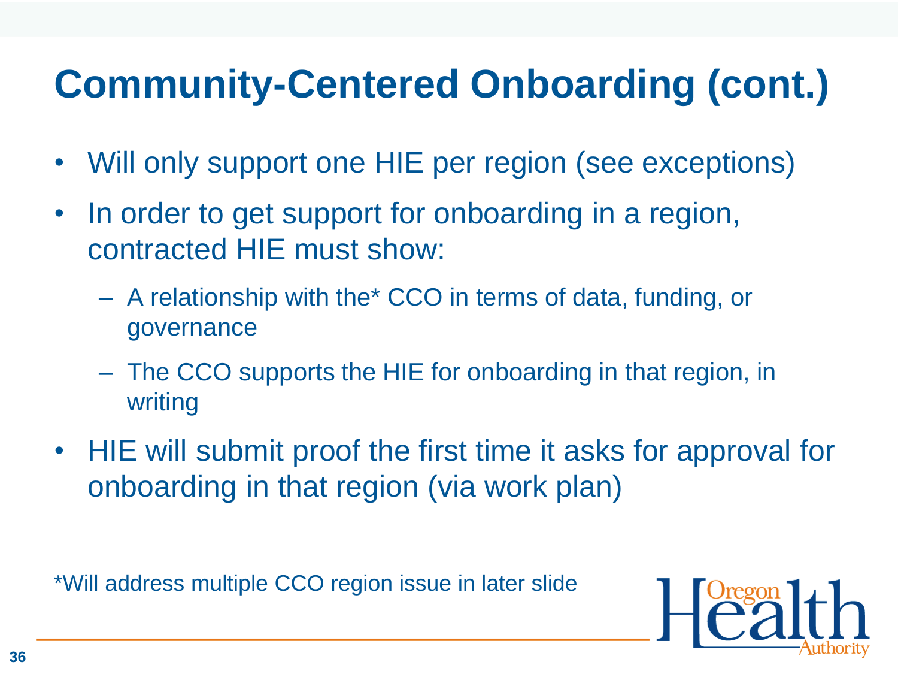# Community-Centered Onboarding (cont.)

- Will only support one HIE per region (see exceptions)
- In order to get support for onboarding in a region, contracted HIE must show:
  - A relationship with the* CCO in terms of data, funding, or governance
  - The CCO supports the HIE for onboarding in that region, in writing
- HIE will submit proof the first time it asks for approval for onboarding in that region (via work plan)

*Will address multiple CCO region issue in later slide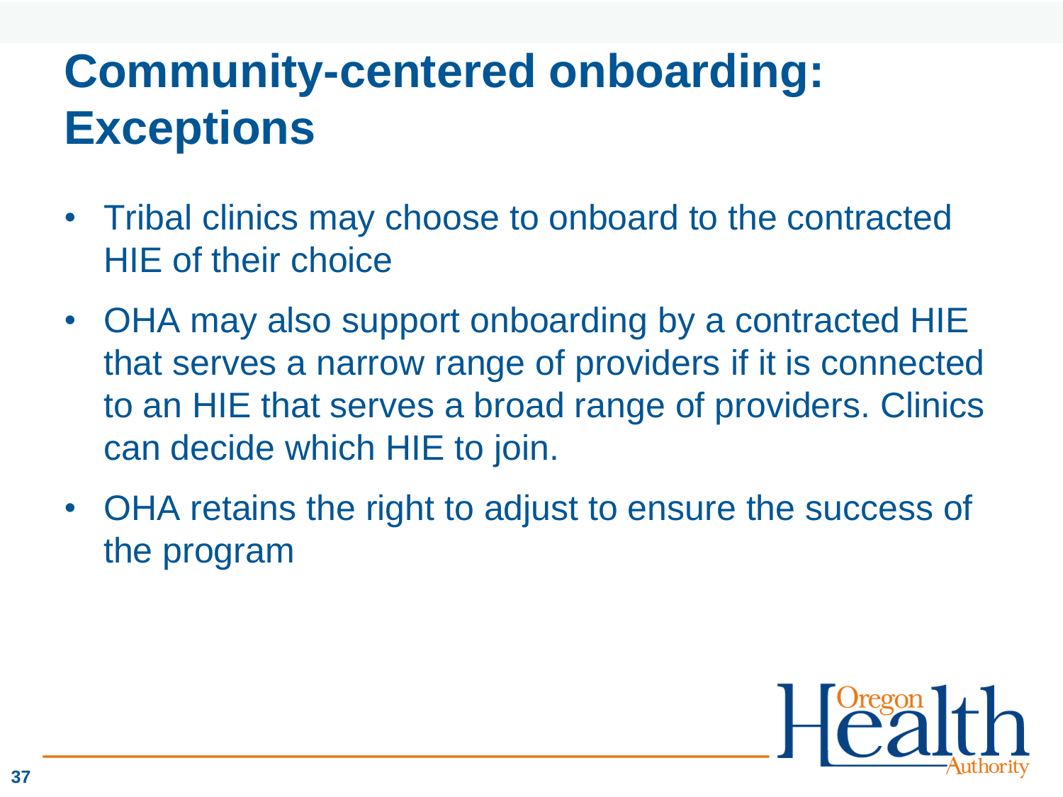# Community-centered onboarding: Exceptions

- Tribal clinics may choose to onboard to the contracted HIE of their choice
- OHA may also support onboarding by a contracted HIE that serves a narrow range of providers if it is connected to an HIE that serves a broad range of providers. Clinics can decide which HIE to join.
- OHA retains the right to adjust to ensure the success of the program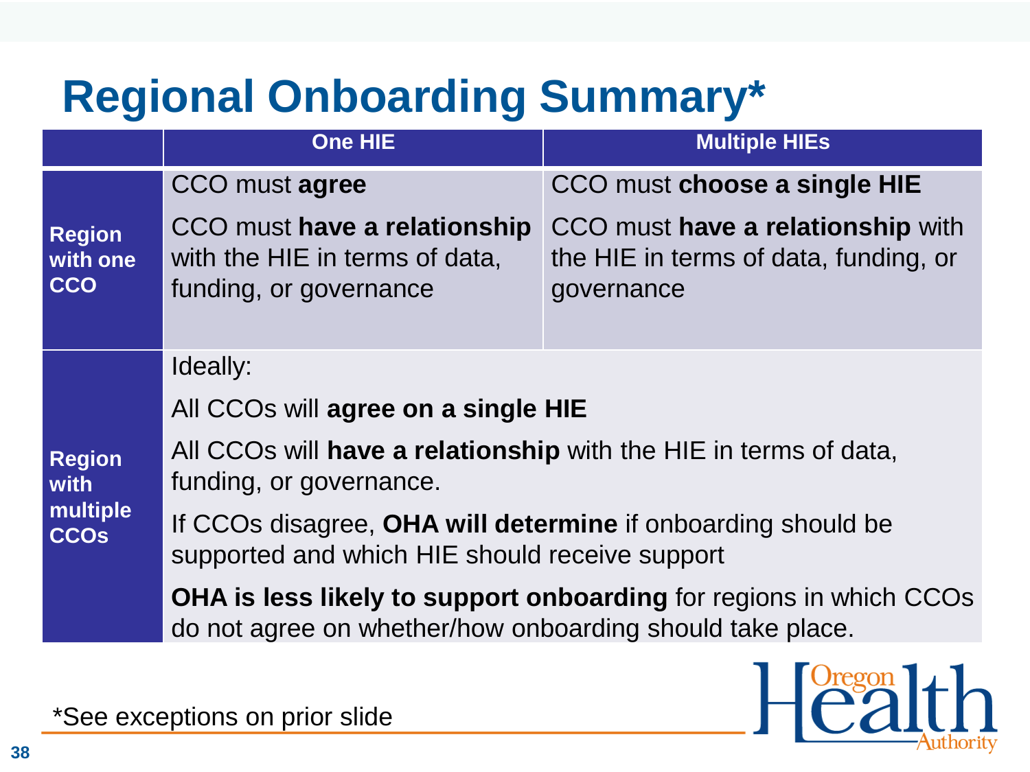# Regional Onboarding Summary*

| | One HIE | Multiple HIEs |
|---|---|---|
| **Region with one CCO** | CCO must **agree**<br><br>CCO must **have a relationship** with the HIE in terms of data, funding, or governance | CCO must **choose a single HIE**<br><br>CCO must **have a relationship** with the HIE in terms of data, funding, or governance |
| **Region with multiple CCOs** | Ideally:<br><br>All CCOs will **agree on a single HIE**<br><br>All CCOs will **have a relationship** with the HIE in terms of data, funding, or governance.<br><br>If CCOs disagree, **OHA will determine** if onboarding should be supported and which HIE should receive support<br><br>**OHA is less likely to support onboarding** for regions in which CCOs do not agree on whether/how onboarding should take place. | |

*See exceptions on prior slide

Oregon Health Authority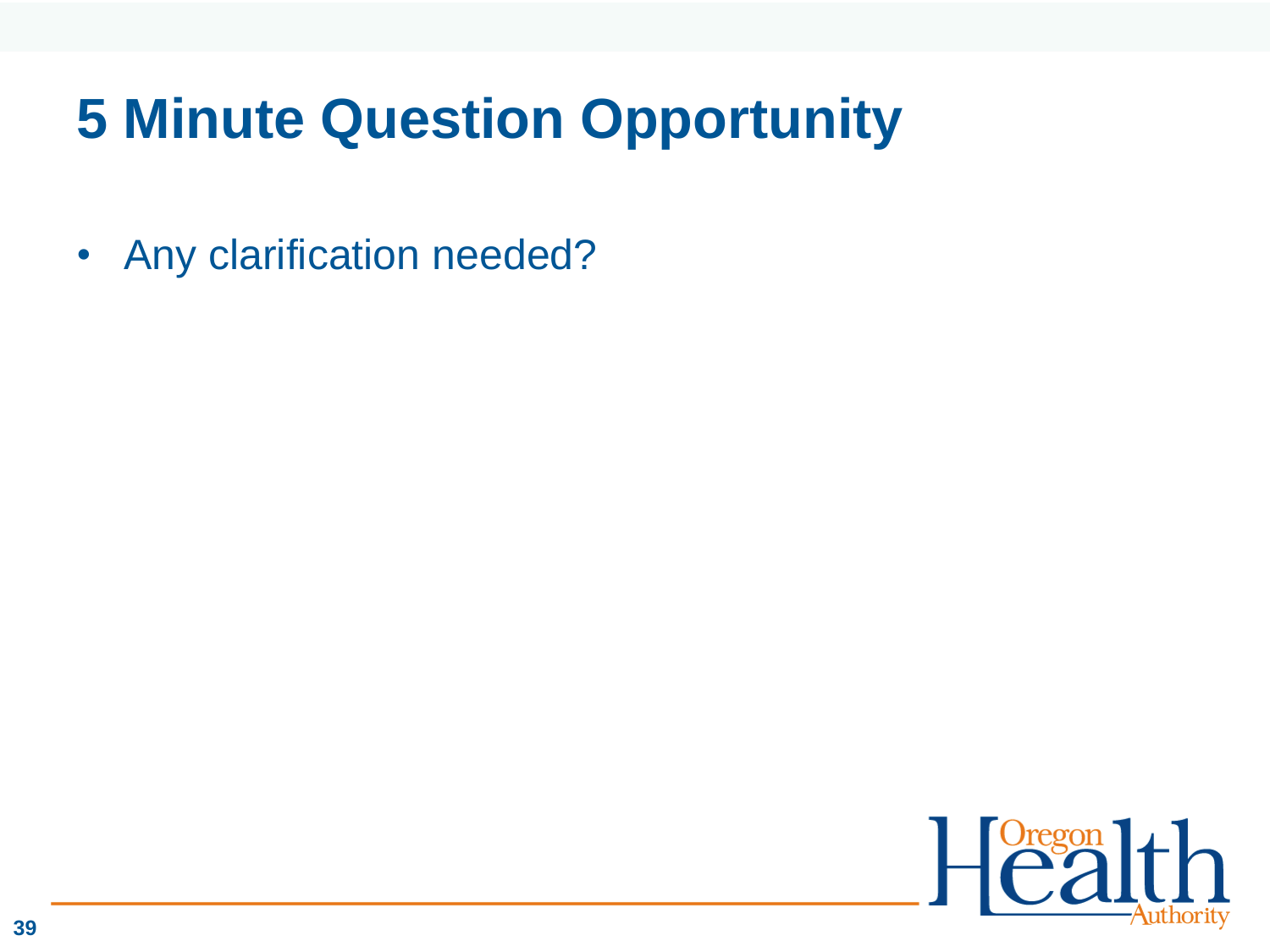# 5 Minute Question Opportunity

- Any clarification needed?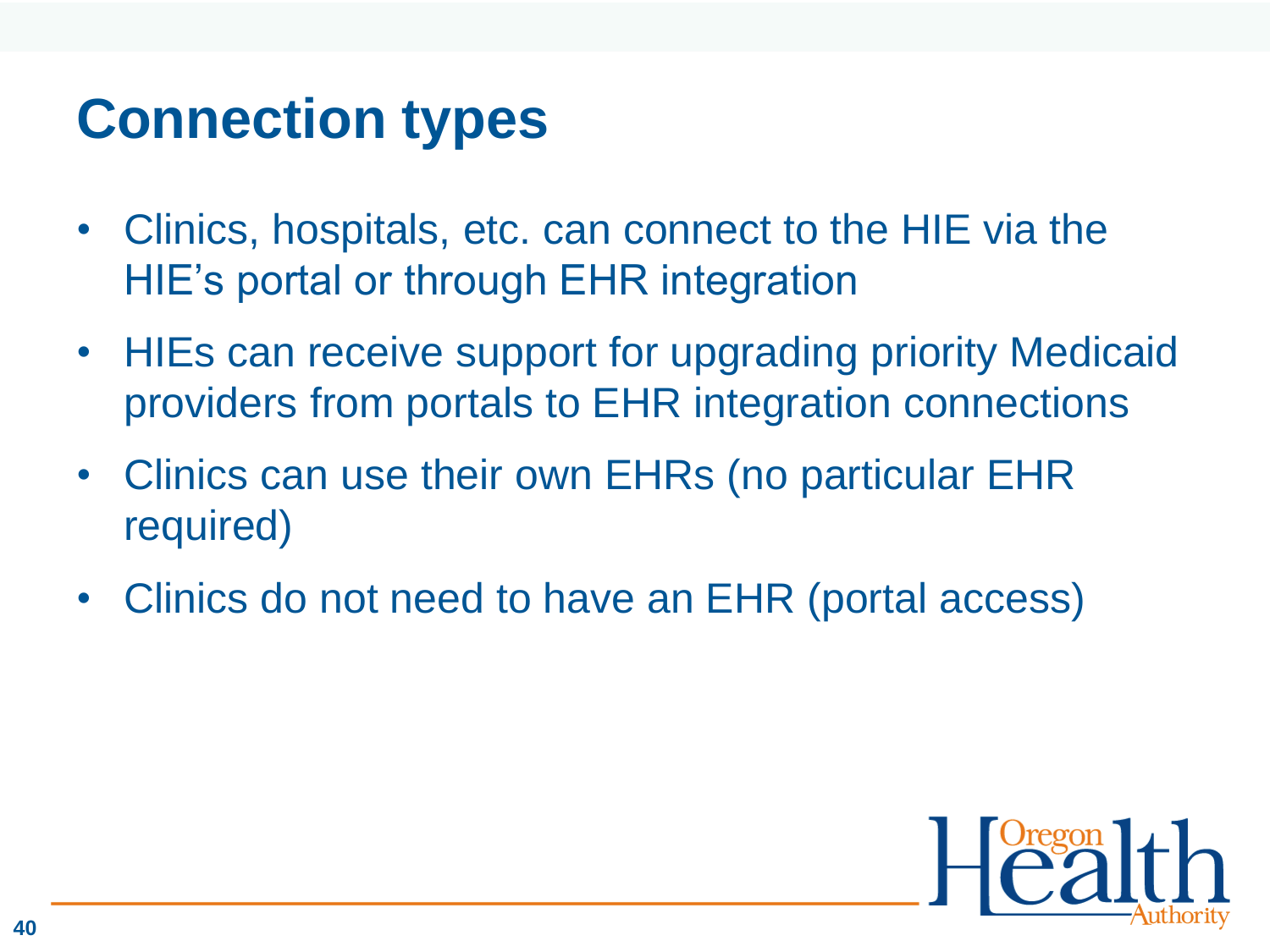# Connection types

- Clinics, hospitals, etc. can connect to the HIE via the HIE's portal or through EHR integration
- HIEs can receive support for upgrading priority Medicaid providers from portals to EHR integration connections
- Clinics can use their own EHRs (no particular EHR required)
- Clinics do not need to have an EHR (portal access)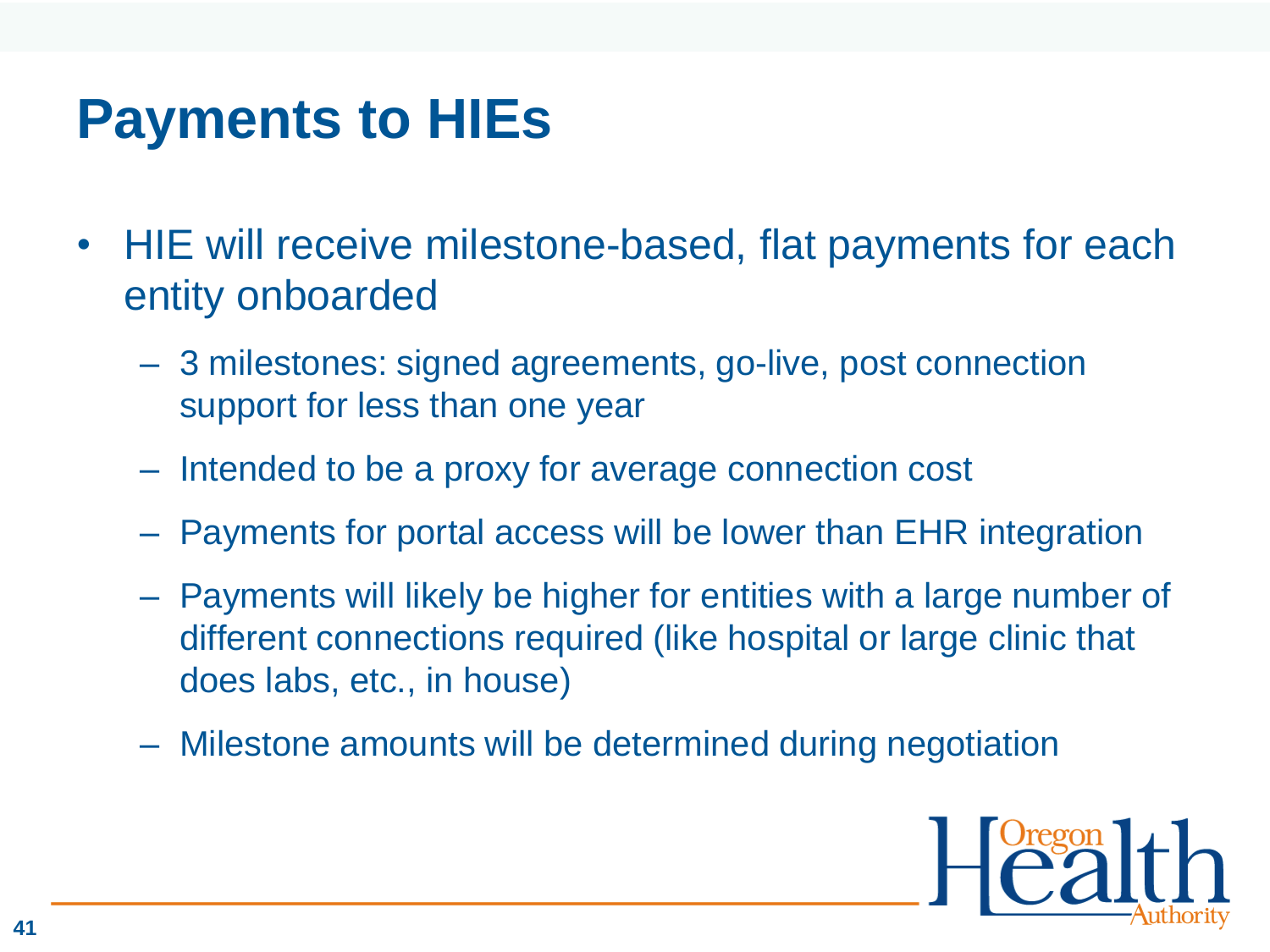# Payments to HIEs

- HIE will receive milestone-based, flat payments for each entity onboarded
  - 3 milestones: signed agreements, go-live, post connection support for less than one year
  - Intended to be a proxy for average connection cost
  - Payments for portal access will be lower than EHR integration
  - Payments will likely be higher for entities with a large number of different connections required (like hospital or large clinic that does labs, etc., in house)
  - Milestone amounts will be determined during negotiation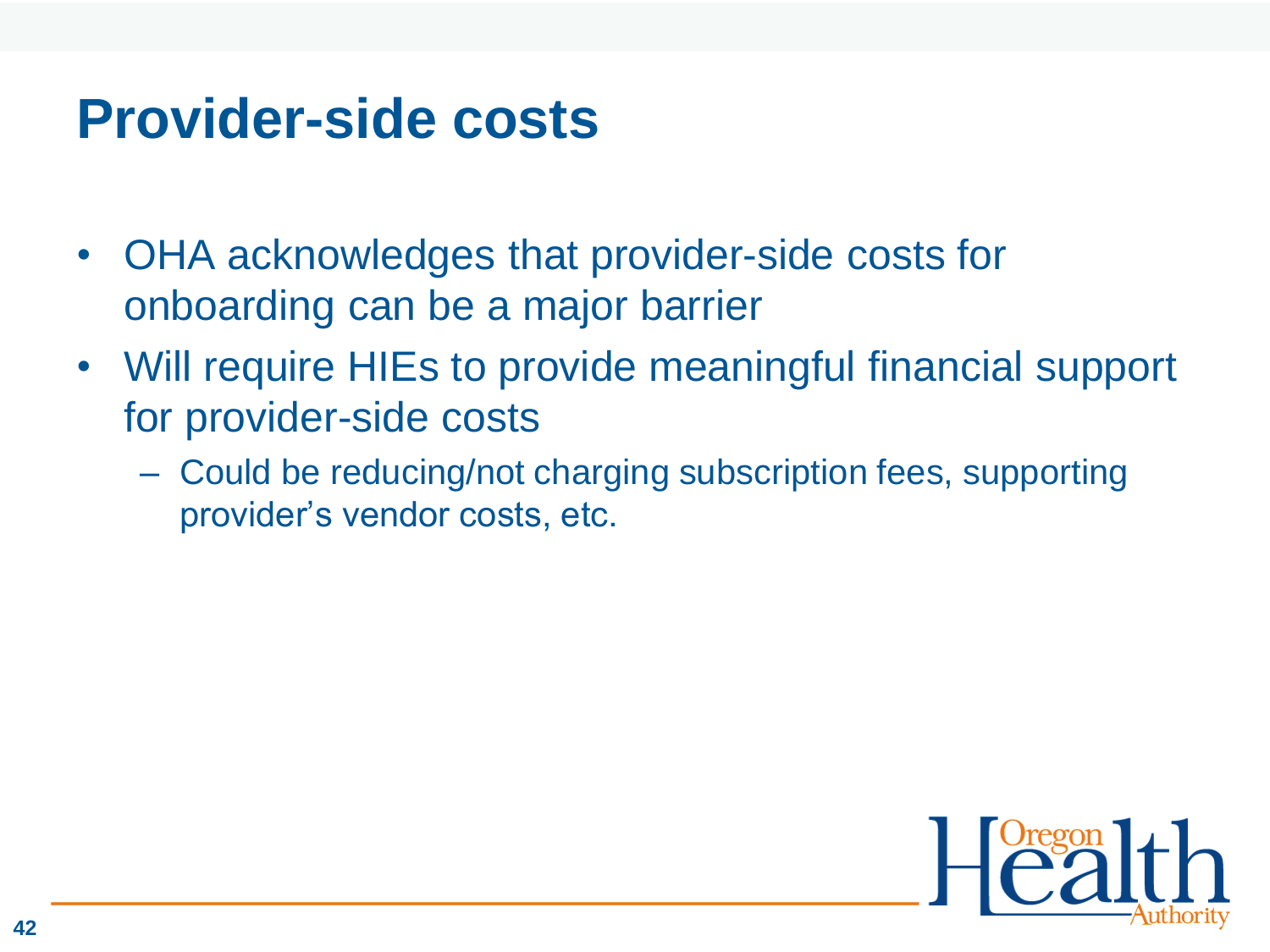# Provider-side costs

- OHA acknowledges that provider-side costs for onboarding can be a major barrier
- Will require HIEs to provide meaningful financial support for provider-side costs
  - Could be reducing/not charging subscription fees, supporting provider's vendor costs, etc.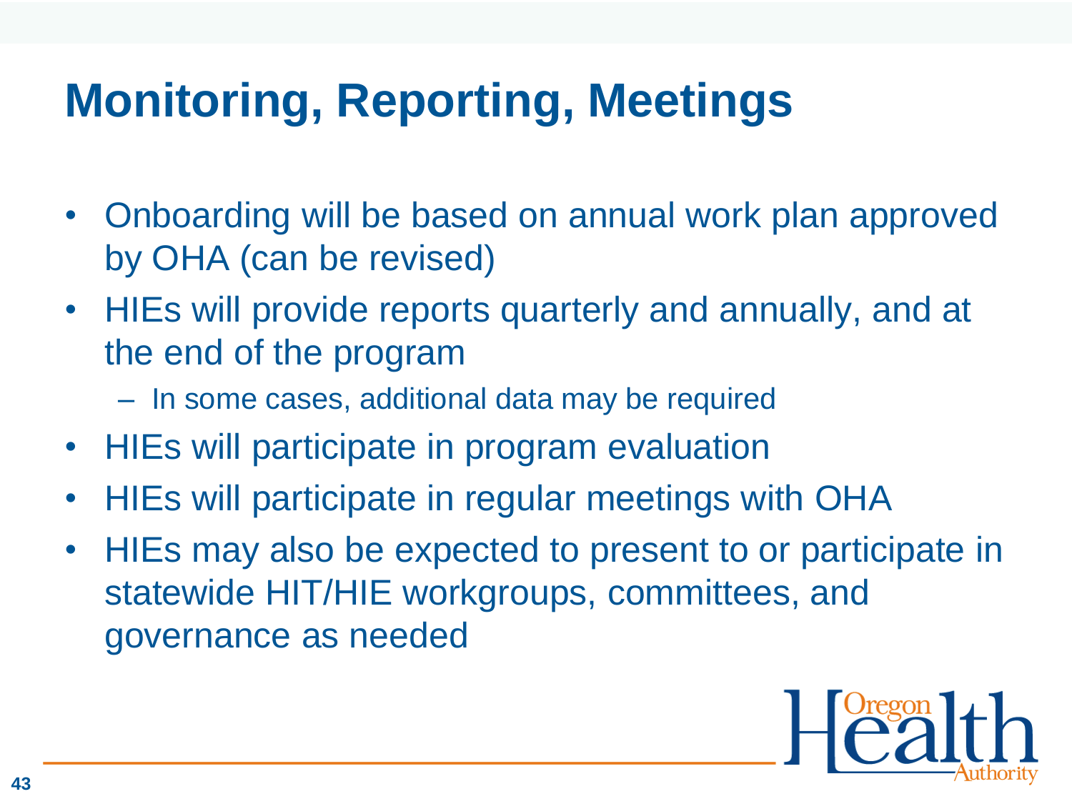# Monitoring, Reporting, Meetings

- Onboarding will be based on annual work plan approved by OHA (can be revised)
- HIEs will provide reports quarterly and annually, and at the end of the program
  - In some cases, additional data may be required
- HIEs will participate in program evaluation
- HIEs will participate in regular meetings with OHA
- HIEs may also be expected to present to or participate in statewide HIT/HIE workgroups, committees, and governance as needed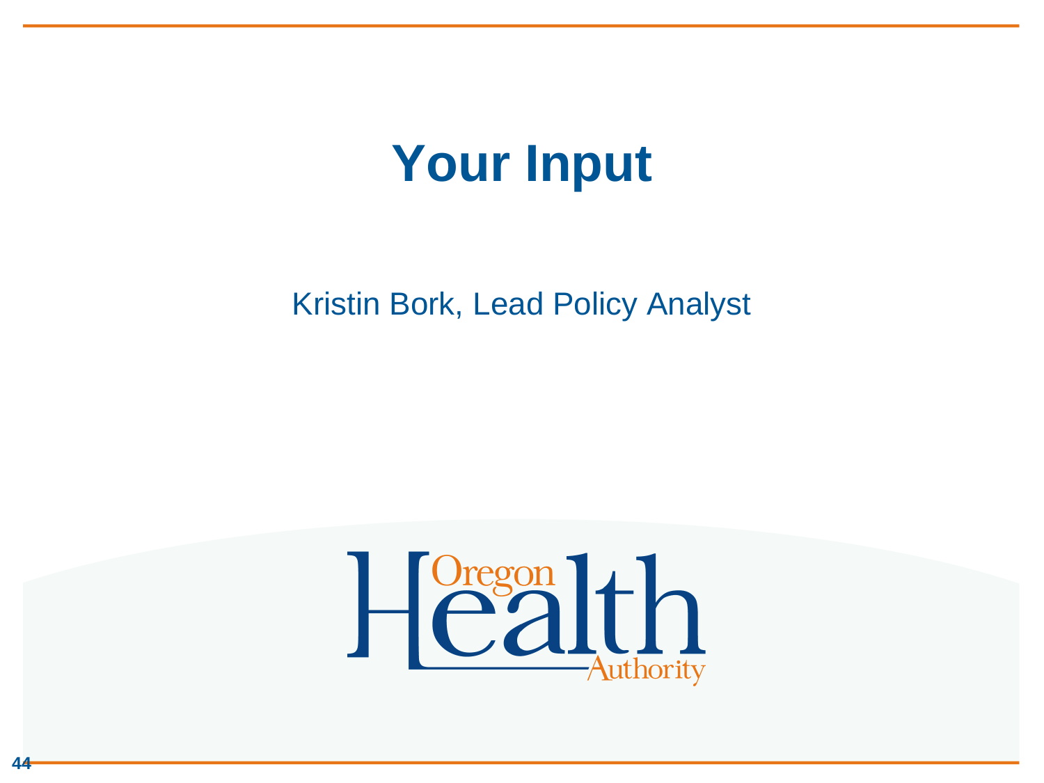# Your Input

Kristin Bork, Lead Policy Analyst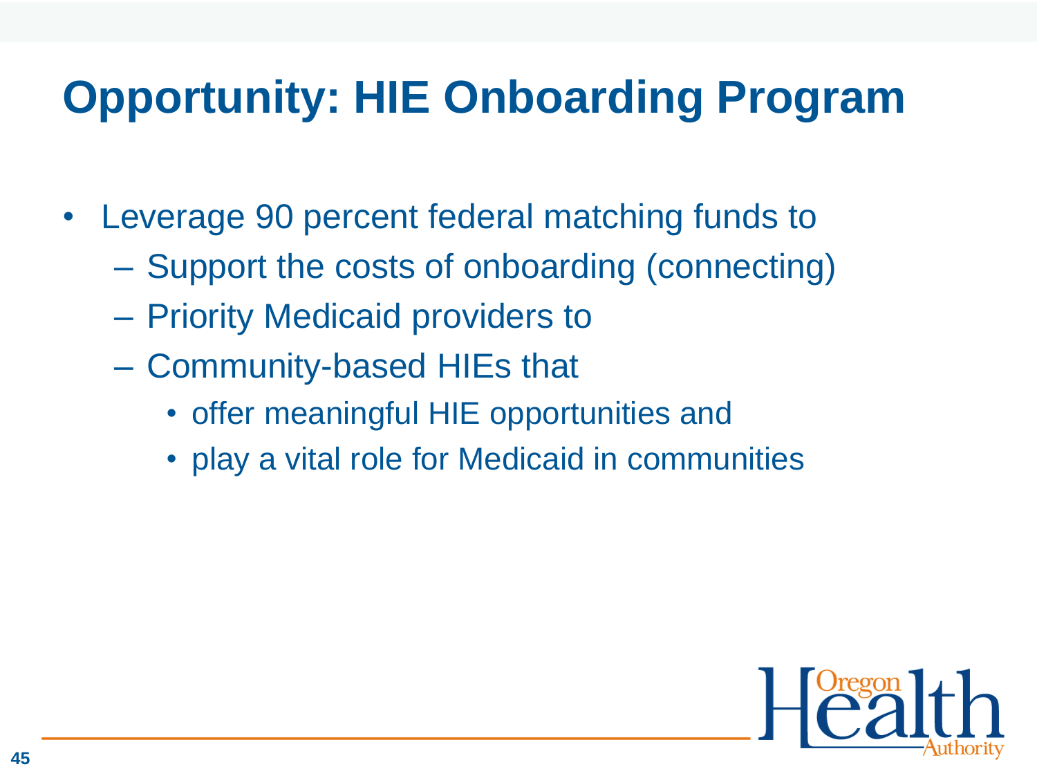# Opportunity: HIE Onboarding Program

- Leverage 90 percent federal matching funds to
  - Support the costs of onboarding (connecting)
  - Priority Medicaid providers to
  - Community-based HIEs that
    - offer meaningful HIE opportunities and
    - play a vital role for Medicaid in communities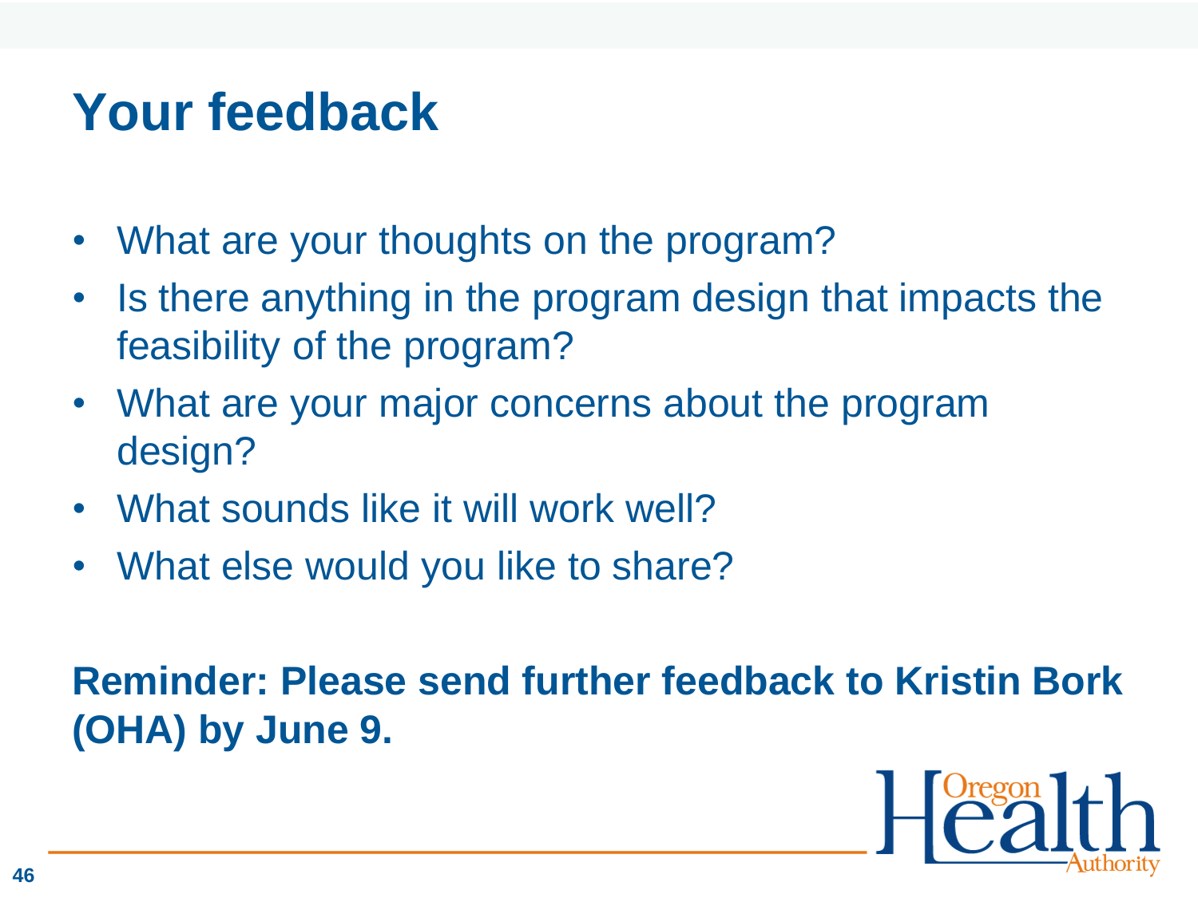# Your feedback

- What are your thoughts on the program?
- Is there anything in the program design that impacts the feasibility of the program?
- What are your major concerns about the program design?
- What sounds like it will work well?
- What else would you like to share?

**Reminder: Please send further feedback to Kristin Bork (OHA) by June 9.**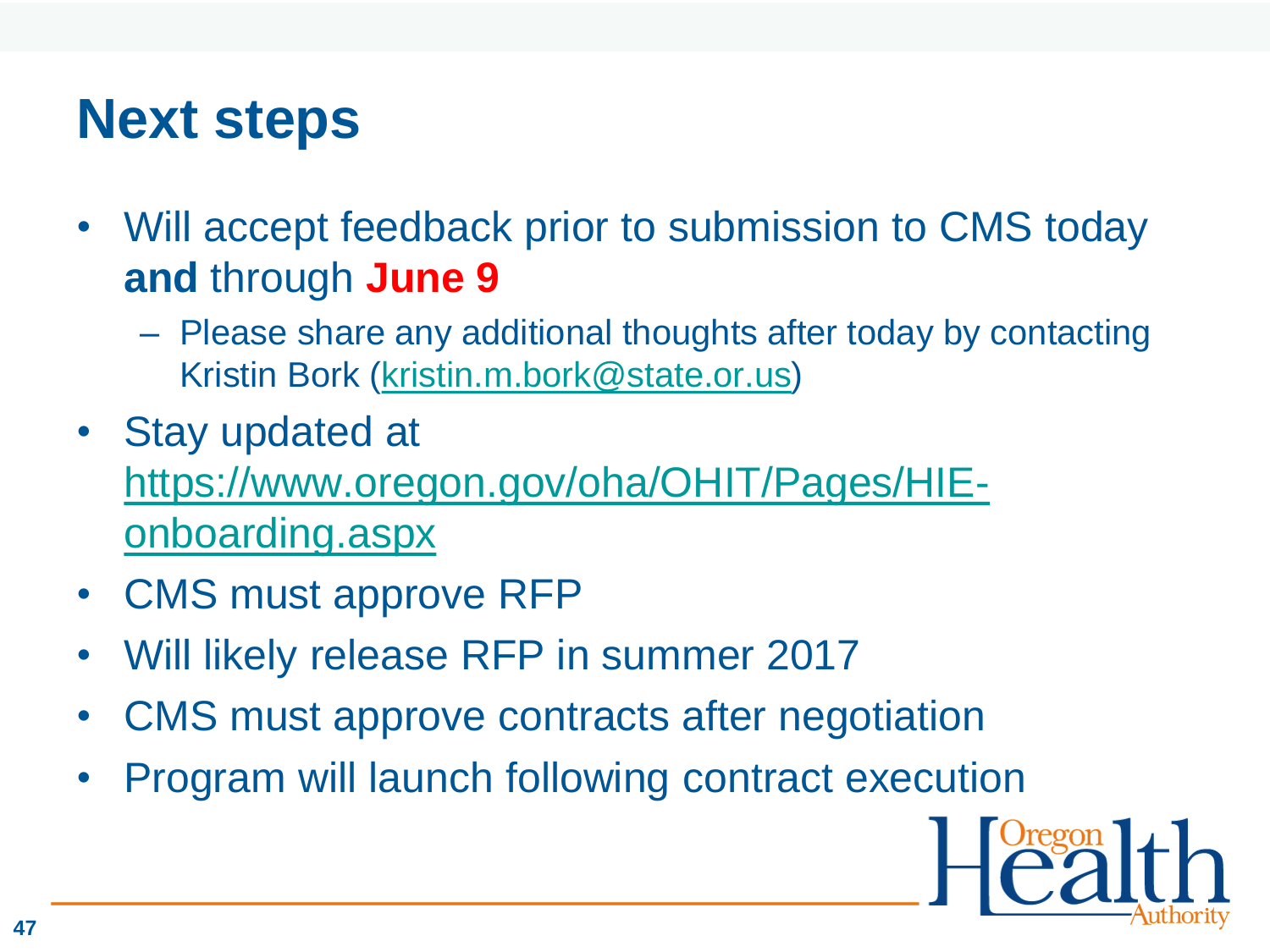# Next steps

- Will accept feedback prior to submission to CMS today **and** through **June 9**
  - Please share any additional thoughts after today by contacting Kristin Bork (kristin.m.bork@state.or.us)
- Stay updated at https://www.oregon.gov/oha/OHIT/Pages/HIE-onboarding.aspx
- CMS must approve RFP
- Will likely release RFP in summer 2017
- CMS must approve contracts after negotiation
- Program will launch following contract execution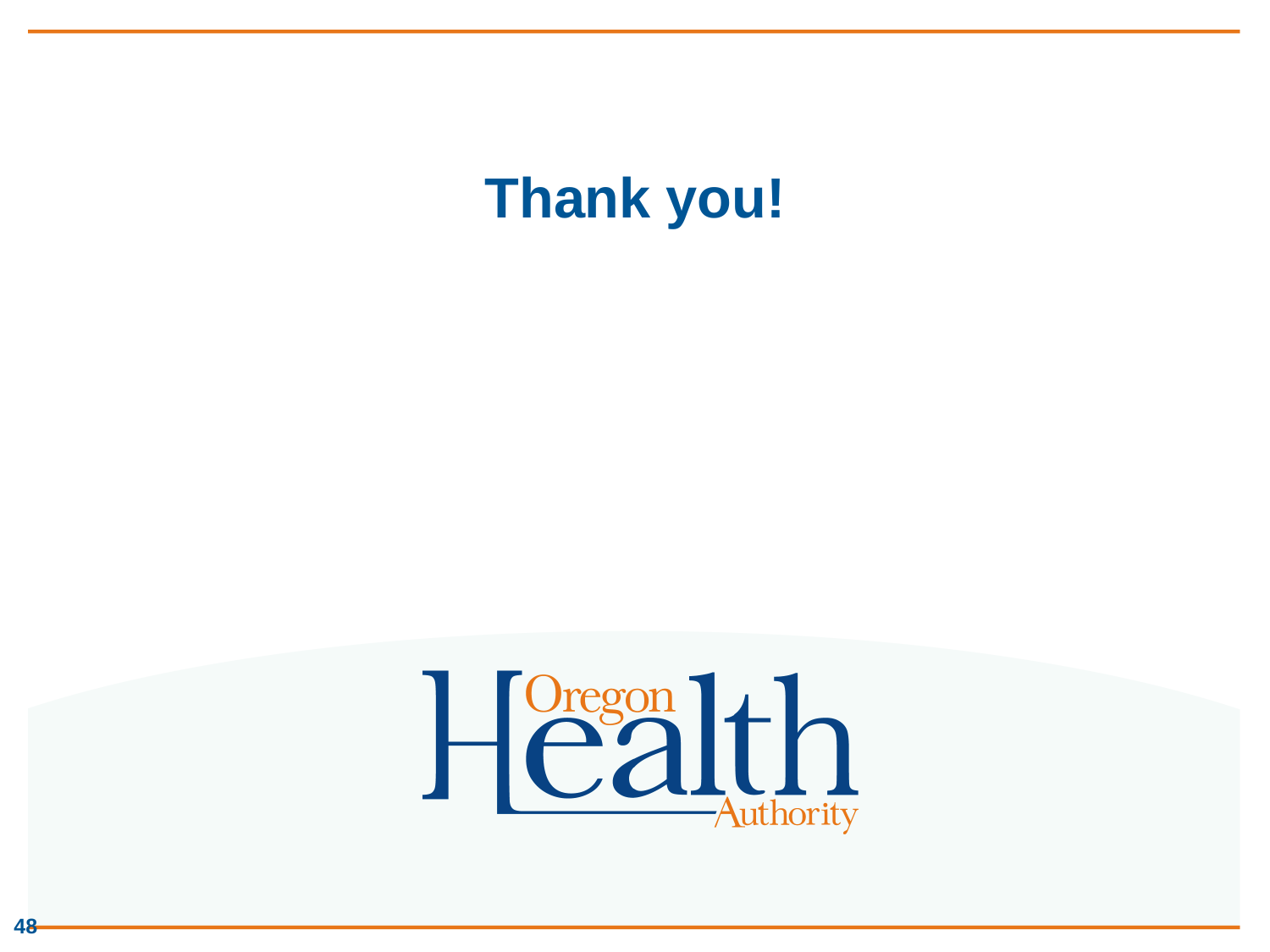# Thank you!

Oregon Health Authority